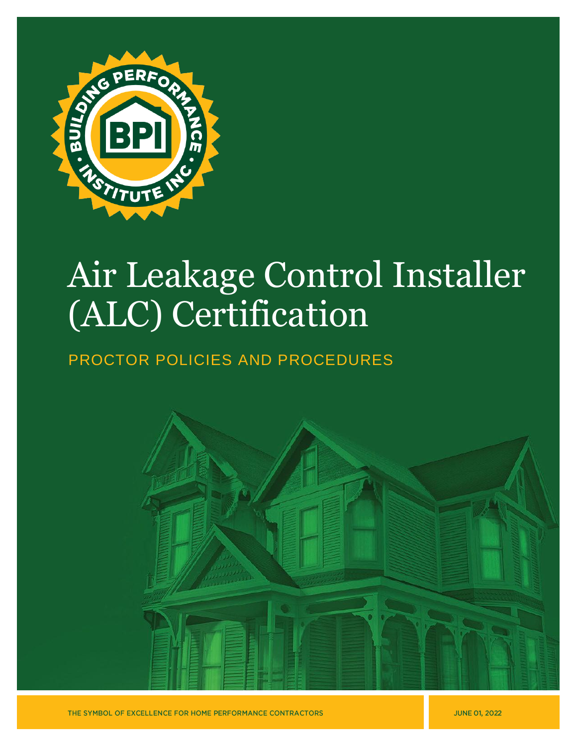# Air Leakage Control Installer (ALC) Certification

## PROCTOR POLICIES AND PROCEDURES

THE SYMBOL OF EXCELLENCE FOR HOME PERFORMANCE CONTRACTORS

JUNE 01, 2022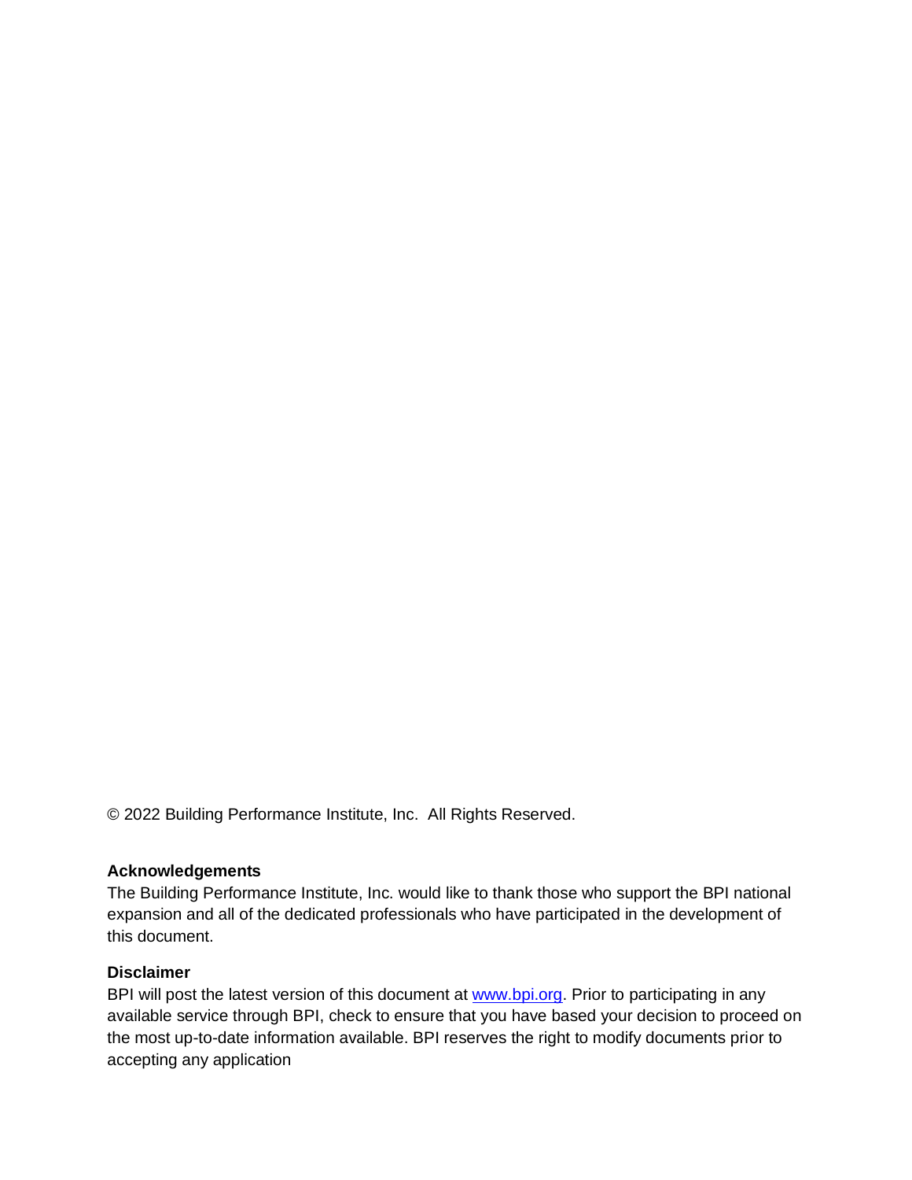© 2022 Building Performance Institute, Inc.  All Rights Reserved.

**Acknowledgements**

The Building Performance Institute, Inc. would like to thank those who support the BPI national expansion and all of the dedicated professionals who have participated in the development of this document.

**Disclaimer**

BPI will post the latest version of this document at [www.bpi.org](http://www.bpi.org). Prior to participating in any available service through BPI, check to ensure that you have based your decision to proceed on the most up-to-date information available. BPI reserves the right to modify documents prior to accepting any application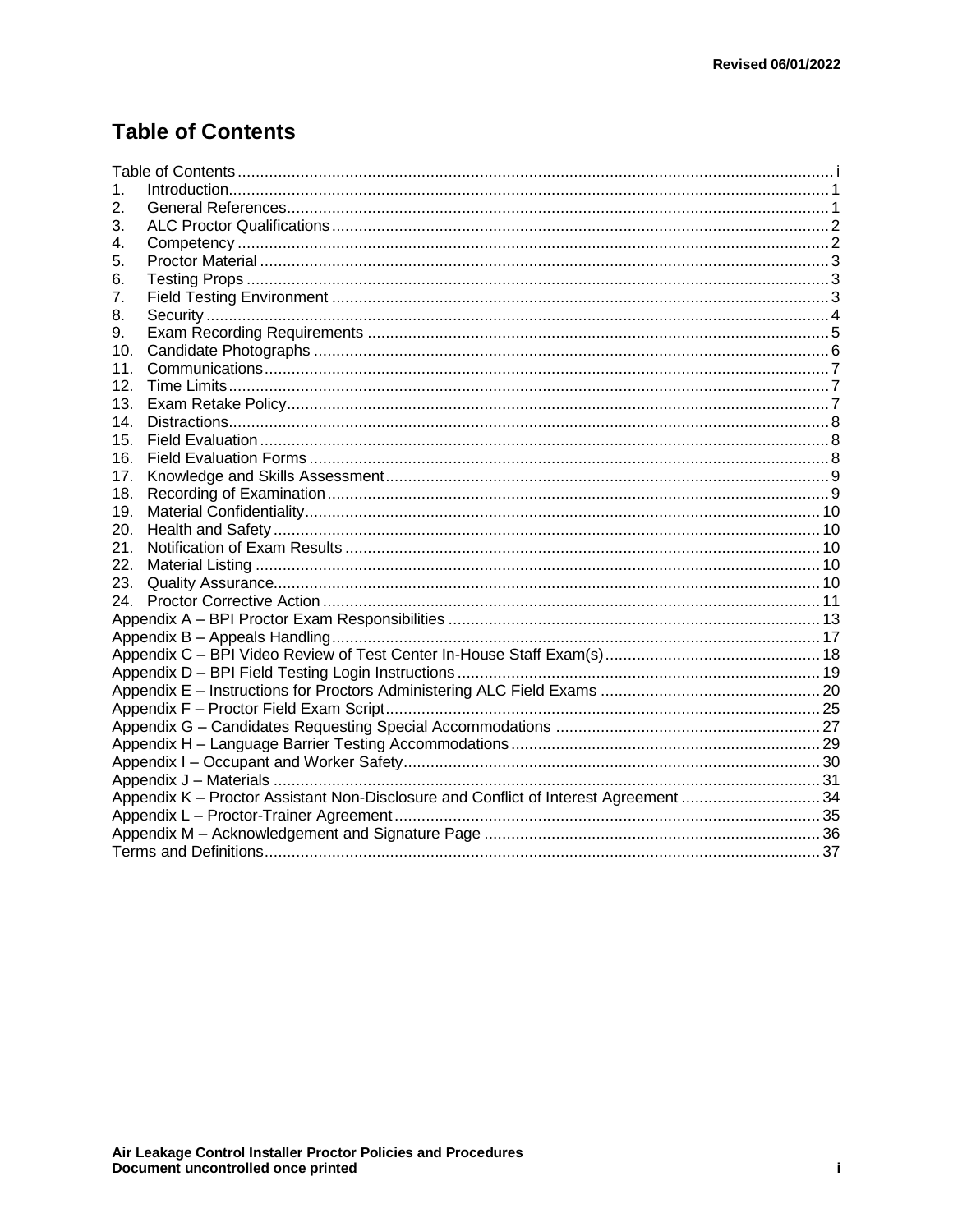# Table of Contents

Table of Contents ........ i

1. Introduction ........ 1
2. General References ........ 1
3. ALC Proctor Qualifications ........ 2
4. Competency ........ 2
5. Proctor Material ........ 3
6. Testing Props ........ 3
7. Field Testing Environment ........ 3
8. Security ........ 4
9. Exam Recording Requirements ........ 5
10. Candidate Photographs ........ 6
11. Communications ........ 7
12. Time Limits ........ 7
13. Exam Retake Policy ........ 7
14. Distractions ........ 8
15. Field Evaluation ........ 8
16. Field Evaluation Forms ........ 8
17. Knowledge and Skills Assessment ........ 9
18. Recording of Examination ........ 9
19. Material Confidentiality ........ 10
20. Health and Safety ........ 10
21. Notification of Exam Results ........ 10
22. Material Listing ........ 10
23. Quality Assurance ........ 10
24. Proctor Corrective Action ........ 11

Appendix A – BPI Proctor Exam Responsibilities ........ 13
Appendix B – Appeals Handling ........ 17
Appendix C – BPI Video Review of Test Center In-House Staff Exam(s) ........ 18
Appendix D – BPI Field Testing Login Instructions ........ 19
Appendix E – Instructions for Proctors Administering ALC Field Exams ........ 20
Appendix F – Proctor Field Exam Script ........ 25
Appendix G – Candidates Requesting Special Accommodations ........ 27
Appendix H – Language Barrier Testing Accommodations ........ 29
Appendix I – Occupant and Worker Safety ........ 30
Appendix J – Materials ........ 31
Appendix K – Proctor Assistant Non-Disclosure and Conflict of Interest Agreement ........ 34
Appendix L – Proctor-Trainer Agreement ........ 35
Appendix M – Acknowledgement and Signature Page ........ 36
Terms and Definitions ........ 37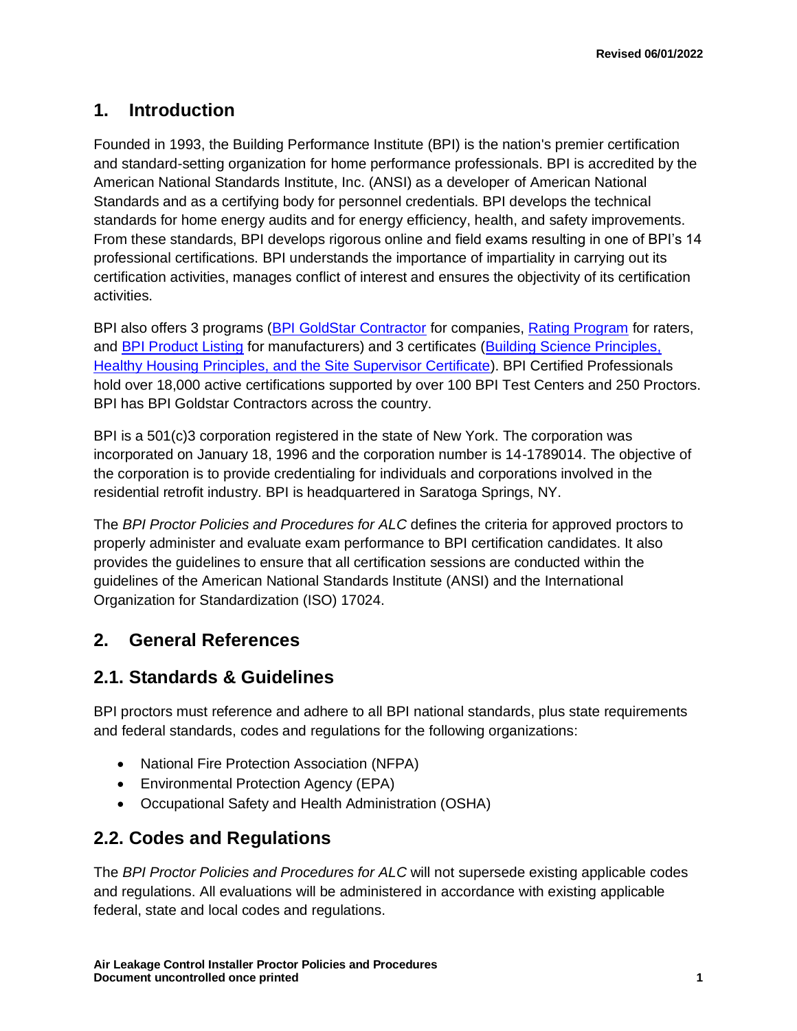## 1. Introduction

Founded in 1993, the Building Performance Institute (BPI) is the nation's premier certification and standard-setting organization for home performance professionals. BPI is accredited by the American National Standards Institute, Inc. (ANSI) as a developer of American National Standards and as a certifying body for personnel credentials. BPI develops the technical standards for home energy audits and for energy efficiency, health, and safety improvements. From these standards, BPI develops rigorous online and field exams resulting in one of BPI's 14 professional certifications. BPI understands the importance of impartiality in carrying out its certification activities, manages conflict of interest and ensures the objectivity of its certification activities.

BPI also offers 3 programs (BPI GoldStar Contractor for companies, Rating Program for raters, and BPI Product Listing for manufacturers) and 3 certificates (Building Science Principles, Healthy Housing Principles, and the Site Supervisor Certificate). BPI Certified Professionals hold over 18,000 active certifications supported by over 100 BPI Test Centers and 250 Proctors. BPI has BPI Goldstar Contractors across the country.

BPI is a 501(c)3 corporation registered in the state of New York. The corporation was incorporated on January 18, 1996 and the corporation number is 14-1789014. The objective of the corporation is to provide credentialing for individuals and corporations involved in the residential retrofit industry. BPI is headquartered in Saratoga Springs, NY.

The *BPI Proctor Policies and Procedures for ALC* defines the criteria for approved proctors to properly administer and evaluate exam performance to BPI certification candidates. It also provides the guidelines to ensure that all certification sessions are conducted within the guidelines of the American National Standards Institute (ANSI) and the International Organization for Standardization (ISO) 17024.

## 2. General References

### 2.1. Standards & Guidelines

BPI proctors must reference and adhere to all BPI national standards, plus state requirements and federal standards, codes and regulations for the following organizations:

- National Fire Protection Association (NFPA)
- Environmental Protection Agency (EPA)
- Occupational Safety and Health Administration (OSHA)

### 2.2. Codes and Regulations

The *BPI Proctor Policies and Procedures for ALC* will not supersede existing applicable codes and regulations. All evaluations will be administered in accordance with existing applicable federal, state and local codes and regulations.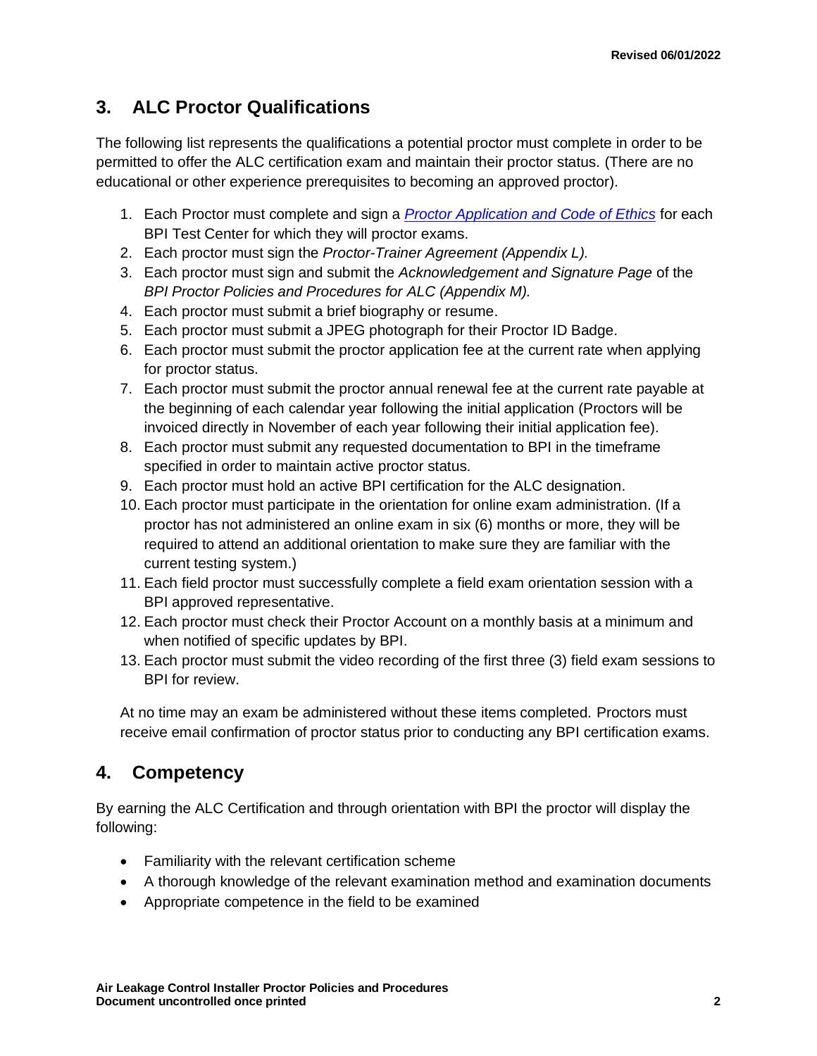## 3. ALC Proctor Qualifications

The following list represents the qualifications a potential proctor must complete in order to be permitted to offer the ALC certification exam and maintain their proctor status. (There are no educational or other experience prerequisites to becoming an approved proctor).

1. Each Proctor must complete and sign a *Proctor Application and Code of Ethics* for each BPI Test Center for which they will proctor exams.
2. Each proctor must sign the *Proctor-Trainer Agreement (Appendix L).*
3. Each proctor must sign and submit the *Acknowledgement and Signature Page* of the *BPI Proctor Policies and Procedures for ALC (Appendix M).*
4. Each proctor must submit a brief biography or resume.
5. Each proctor must submit a JPEG photograph for their Proctor ID Badge.
6. Each proctor must submit the proctor application fee at the current rate when applying for proctor status.
7. Each proctor must submit the proctor annual renewal fee at the current rate payable at the beginning of each calendar year following the initial application (Proctors will be invoiced directly in November of each year following their initial application fee).
8. Each proctor must submit any requested documentation to BPI in the timeframe specified in order to maintain active proctor status.
9. Each proctor must hold an active BPI certification for the ALC designation.
10. Each proctor must participate in the orientation for online exam administration. (If a proctor has not administered an online exam in six (6) months or more, they will be required to attend an additional orientation to make sure they are familiar with the current testing system.)
11. Each field proctor must successfully complete a field exam orientation session with a BPI approved representative.
12. Each proctor must check their Proctor Account on a monthly basis at a minimum and when notified of specific updates by BPI.
13. Each proctor must submit the video recording of the first three (3) field exam sessions to BPI for review.

At no time may an exam be administered without these items completed. Proctors must receive email confirmation of proctor status prior to conducting any BPI certification exams.

## 4. Competency

By earning the ALC Certification and through orientation with BPI the proctor will display the following:

- Familiarity with the relevant certification scheme
- A thorough knowledge of the relevant examination method and examination documents
- Appropriate competence in the field to be examined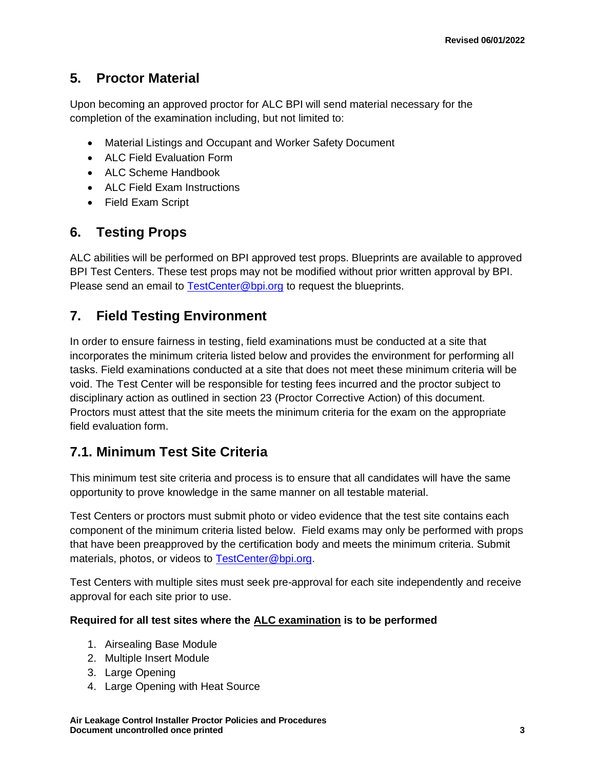## 5. Proctor Material

Upon becoming an approved proctor for ALC BPI will send material necessary for the completion of the examination including, but not limited to:

- Material Listings and Occupant and Worker Safety Document
- ALC Field Evaluation Form
- ALC Scheme Handbook
- ALC Field Exam Instructions
- Field Exam Script

## 6. Testing Props

ALC abilities will be performed on BPI approved test props. Blueprints are available to approved BPI Test Centers. These test props may not be modified without prior written approval by BPI. Please send an email to TestCenter@bpi.org to request the blueprints.

## 7. Field Testing Environment

In order to ensure fairness in testing, field examinations must be conducted at a site that incorporates the minimum criteria listed below and provides the environment for performing all tasks. Field examinations conducted at a site that does not meet these minimum criteria will be void. The Test Center will be responsible for testing fees incurred and the proctor subject to disciplinary action as outlined in section 23 (Proctor Corrective Action) of this document. Proctors must attest that the site meets the minimum criteria for the exam on the appropriate field evaluation form.

## 7.1. Minimum Test Site Criteria

This minimum test site criteria and process is to ensure that all candidates will have the same opportunity to prove knowledge in the same manner on all testable material.

Test Centers or proctors must submit photo or video evidence that the test site contains each component of the minimum criteria listed below. Field exams may only be performed with props that have been preapproved by the certification body and meets the minimum criteria. Submit materials, photos, or videos to TestCenter@bpi.org.

Test Centers with multiple sites must seek pre-approval for each site independently and receive approval for each site prior to use.

**Required for all test sites where the ALC examination is to be performed**

1. Airsealing Base Module
2. Multiple Insert Module
3. Large Opening
4. Large Opening with Heat Source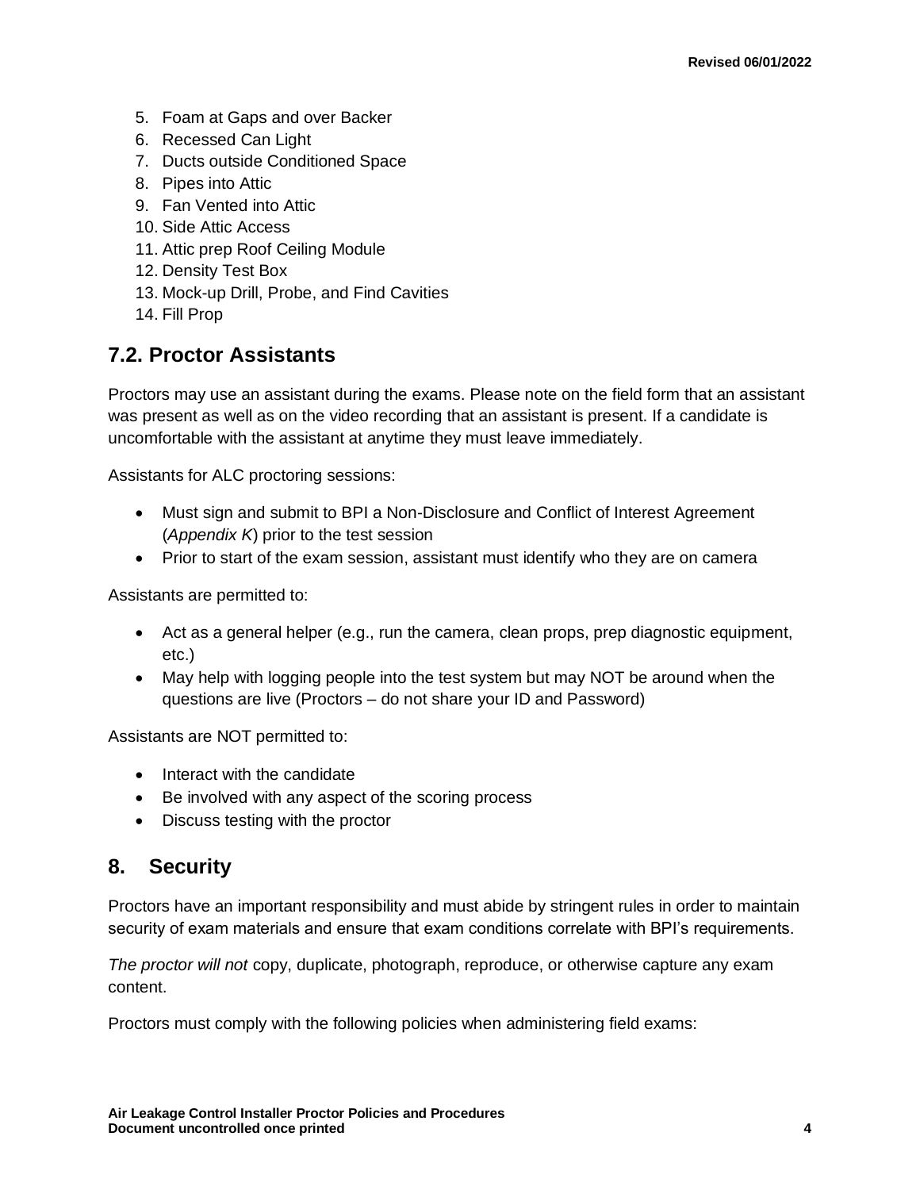5. Foam at Gaps and over Backer
6. Recessed Can Light
7. Ducts outside Conditioned Space
8. Pipes into Attic
9. Fan Vented into Attic
10. Side Attic Access
11. Attic prep Roof Ceiling Module
12. Density Test Box
13. Mock-up Drill, Probe, and Find Cavities
14. Fill Prop

## 7.2. Proctor Assistants

Proctors may use an assistant during the exams. Please note on the field form that an assistant was present as well as on the video recording that an assistant is present. If a candidate is uncomfortable with the assistant at anytime they must leave immediately.

Assistants for ALC proctoring sessions:

- Must sign and submit to BPI a Non-Disclosure and Conflict of Interest Agreement (*Appendix K*) prior to the test session
- Prior to start of the exam session, assistant must identify who they are on camera

Assistants are permitted to:

- Act as a general helper (e.g., run the camera, clean props, prep diagnostic equipment, etc.)
- May help with logging people into the test system but may NOT be around when the questions are live (Proctors – do not share your ID and Password)

Assistants are NOT permitted to:

- Interact with the candidate
- Be involved with any aspect of the scoring process
- Discuss testing with the proctor

# 8. Security

Proctors have an important responsibility and must abide by stringent rules in order to maintain security of exam materials and ensure that exam conditions correlate with BPI's requirements.

*The proctor will not* copy, duplicate, photograph, reproduce, or otherwise capture any exam content.

Proctors must comply with the following policies when administering field exams: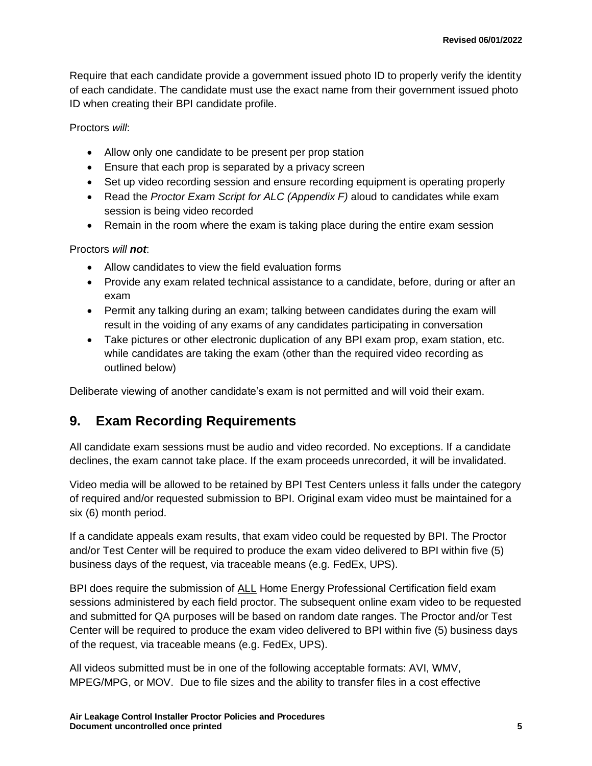Require that each candidate provide a government issued photo ID to properly verify the identity of each candidate. The candidate must use the exact name from their government issued photo ID when creating their BPI candidate profile.

Proctors *will*:

- Allow only one candidate to be present per prop station
- Ensure that each prop is separated by a privacy screen
- Set up video recording session and ensure recording equipment is operating properly
- Read the *Proctor Exam Script for ALC (Appendix F)* aloud to candidates while exam session is being video recorded
- Remain in the room where the exam is taking place during the entire exam session

Proctors *will **not***:

- Allow candidates to view the field evaluation forms
- Provide any exam related technical assistance to a candidate, before, during or after an exam
- Permit any talking during an exam; talking between candidates during the exam will result in the voiding of any exams of any candidates participating in conversation
- Take pictures or other electronic duplication of any BPI exam prop, exam station, etc. while candidates are taking the exam (other than the required video recording as outlined below)

Deliberate viewing of another candidate's exam is not permitted and will void their exam.

## 9. Exam Recording Requirements

All candidate exam sessions must be audio and video recorded. No exceptions. If a candidate declines, the exam cannot take place. If the exam proceeds unrecorded, it will be invalidated.

Video media will be allowed to be retained by BPI Test Centers unless it falls under the category of required and/or requested submission to BPI. Original exam video must be maintained for a six (6) month period.

If a candidate appeals exam results, that exam video could be requested by BPI. The Proctor and/or Test Center will be required to produce the exam video delivered to BPI within five (5) business days of the request, via traceable means (e.g. FedEx, UPS).

BPI does require the submission of <u>ALL</u> Home Energy Professional Certification field exam sessions administered by each field proctor. The subsequent online exam video to be requested and submitted for QA purposes will be based on random date ranges. The Proctor and/or Test Center will be required to produce the exam video delivered to BPI within five (5) business days of the request, via traceable means (e.g. FedEx, UPS).

All videos submitted must be in one of the following acceptable formats: AVI, WMV, MPEG/MPG, or MOV. Due to file sizes and the ability to transfer files in a cost effective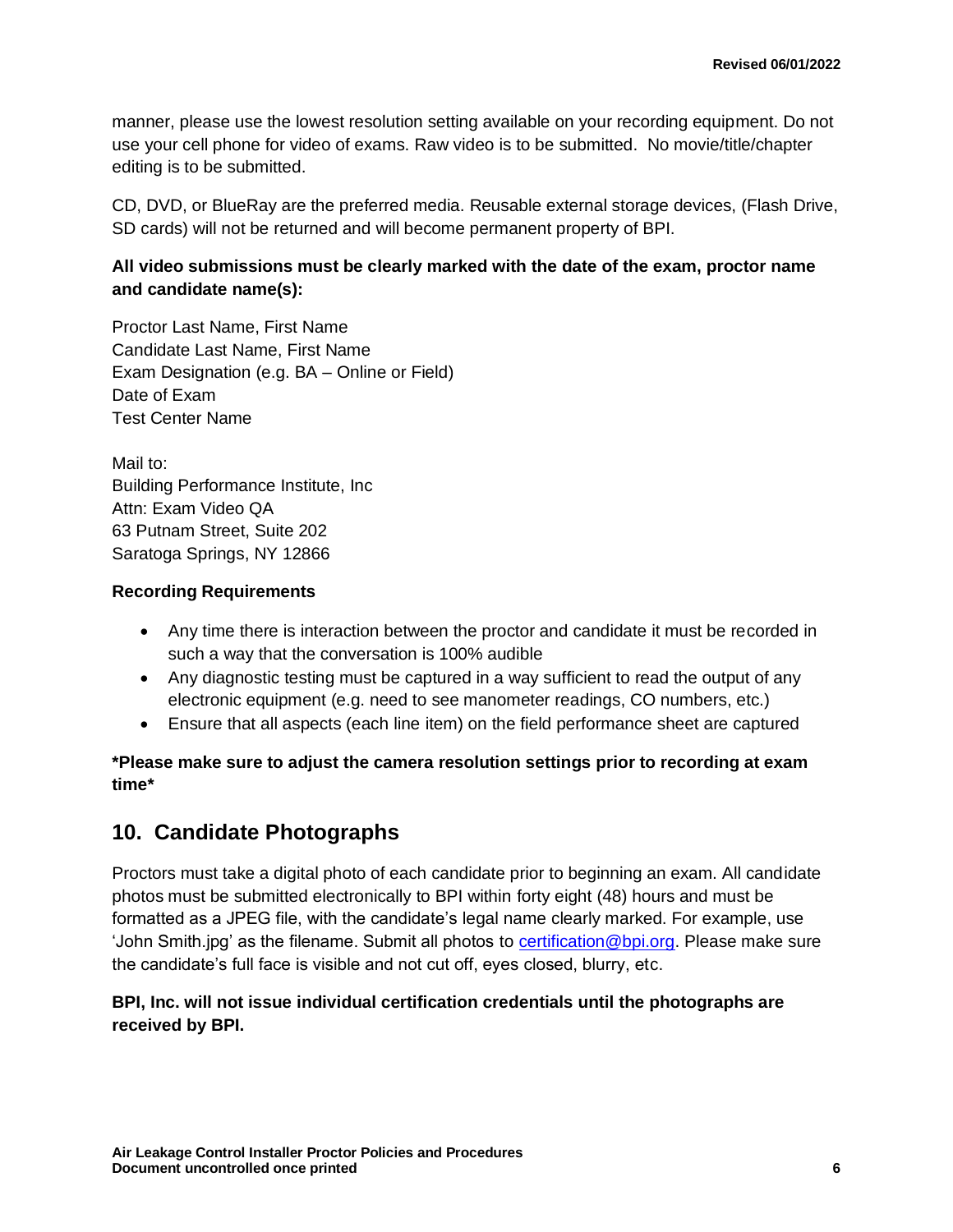manner, please use the lowest resolution setting available on your recording equipment. Do not use your cell phone for video of exams. Raw video is to be submitted. No movie/title/chapter editing is to be submitted.

CD, DVD, or BlueRay are the preferred media. Reusable external storage devices, (Flash Drive, SD cards) will not be returned and will become permanent property of BPI.

**All video submissions must be clearly marked with the date of the exam, proctor name and candidate name(s):**

Proctor Last Name, First Name  
Candidate Last Name, First Name  
Exam Designation (e.g. BA – Online or Field)  
Date of Exam  
Test Center Name

Mail to:  
Building Performance Institute, Inc  
Attn: Exam Video QA  
63 Putnam Street, Suite 202  
Saratoga Springs, NY 12866

**Recording Requirements**

- Any time there is interaction between the proctor and candidate it must be recorded in such a way that the conversation is 100% audible
- Any diagnostic testing must be captured in a way sufficient to read the output of any electronic equipment (e.g. need to see manometer readings, CO numbers, etc.)
- Ensure that all aspects (each line item) on the field performance sheet are captured

**\*Please make sure to adjust the camera resolution settings prior to recording at exam time\***

## 10. Candidate Photographs

Proctors must take a digital photo of each candidate prior to beginning an exam. All candidate photos must be submitted electronically to BPI within forty eight (48) hours and must be formatted as a JPEG file, with the candidate's legal name clearly marked. For example, use 'John Smith.jpg' as the filename. Submit all photos to certification@bpi.org. Please make sure the candidate's full face is visible and not cut off, eyes closed, blurry, etc.

**BPI, Inc. will not issue individual certification credentials until the photographs are received by BPI.**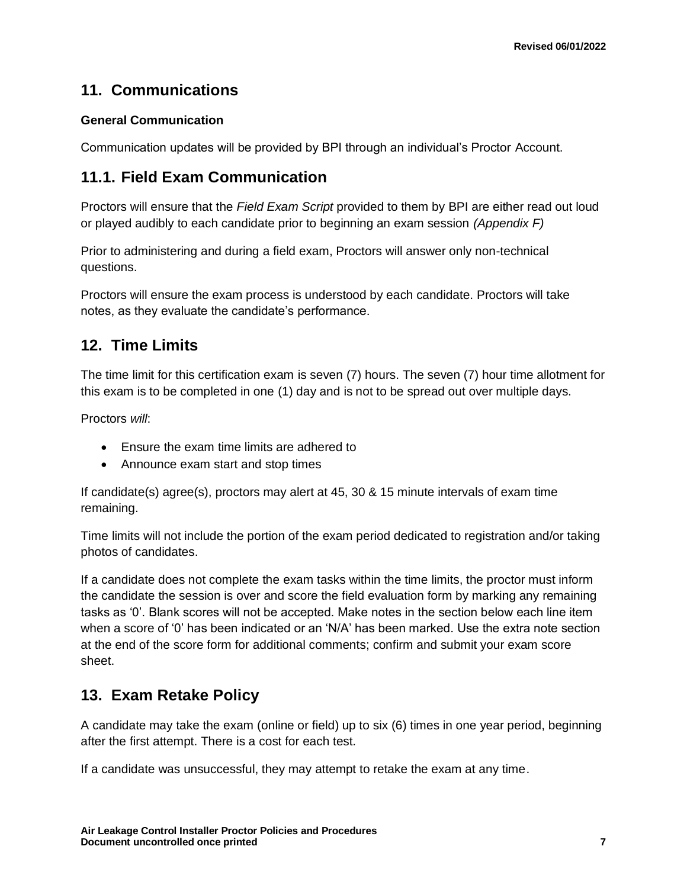## 11. Communications

**General Communication**

Communication updates will be provided by BPI through an individual's Proctor Account.

## 11.1. Field Exam Communication

Proctors will ensure that the *Field Exam Script* provided to them by BPI are either read out loud or played audibly to each candidate prior to beginning an exam session *(Appendix F)*

Prior to administering and during a field exam, Proctors will answer only non-technical questions.

Proctors will ensure the exam process is understood by each candidate. Proctors will take notes, as they evaluate the candidate's performance.

## 12. Time Limits

The time limit for this certification exam is seven (7) hours. The seven (7) hour time allotment for this exam is to be completed in one (1) day and is not to be spread out over multiple days.

Proctors *will*:

- Ensure the exam time limits are adhered to
- Announce exam start and stop times

If candidate(s) agree(s), proctors may alert at 45, 30 & 15 minute intervals of exam time remaining.

Time limits will not include the portion of the exam period dedicated to registration and/or taking photos of candidates.

If a candidate does not complete the exam tasks within the time limits, the proctor must inform the candidate the session is over and score the field evaluation form by marking any remaining tasks as '0'. Blank scores will not be accepted. Make notes in the section below each line item when a score of '0' has been indicated or an 'N/A' has been marked. Use the extra note section at the end of the score form for additional comments; confirm and submit your exam score sheet.

## 13. Exam Retake Policy

A candidate may take the exam (online or field) up to six (6) times in one year period, beginning after the first attempt. There is a cost for each test.

If a candidate was unsuccessful, they may attempt to retake the exam at any time.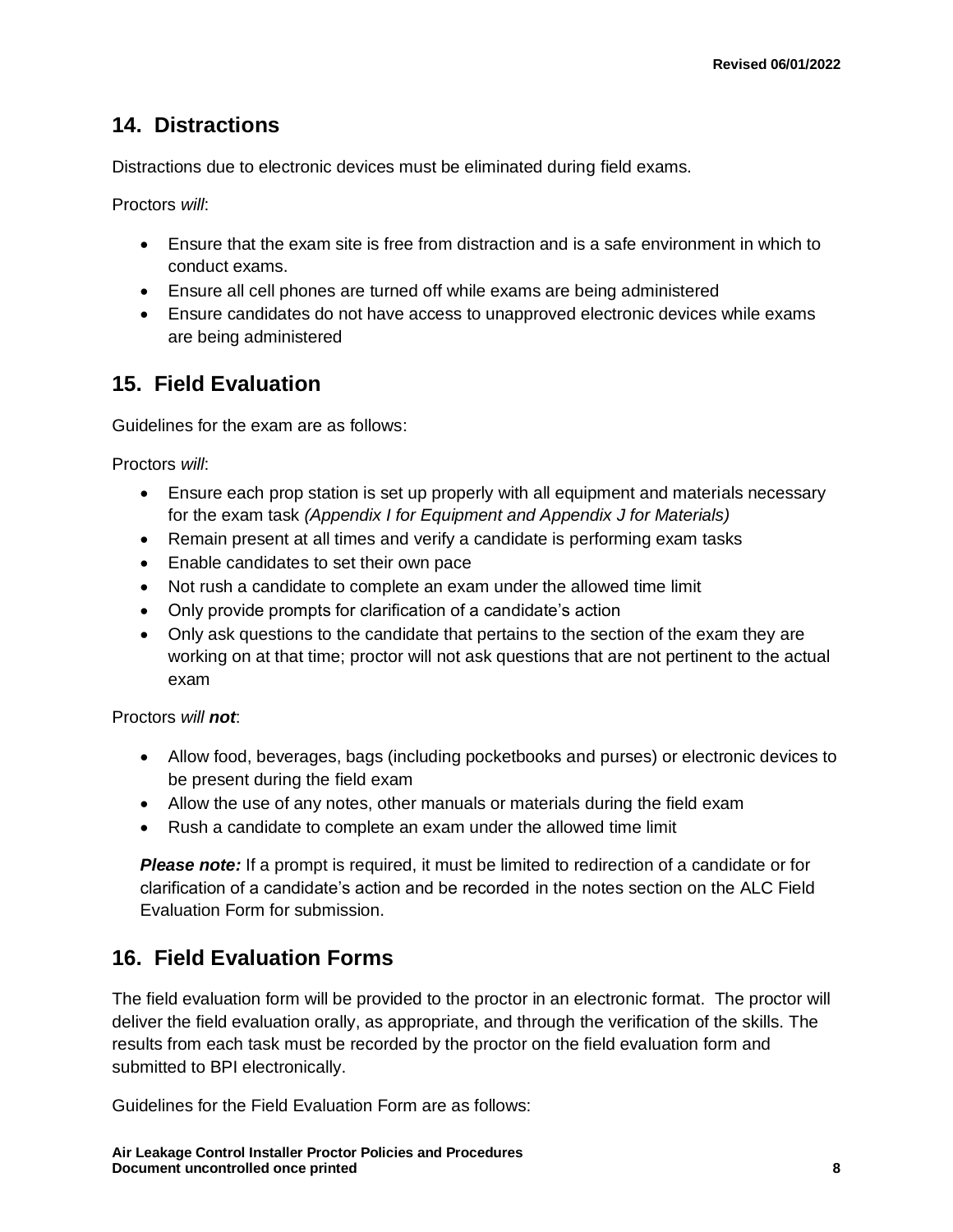## 14. Distractions

Distractions due to electronic devices must be eliminated during field exams.

Proctors *will*:

- Ensure that the exam site is free from distraction and is a safe environment in which to conduct exams.
- Ensure all cell phones are turned off while exams are being administered
- Ensure candidates do not have access to unapproved electronic devices while exams are being administered

## 15. Field Evaluation

Guidelines for the exam are as follows:

Proctors *will*:

- Ensure each prop station is set up properly with all equipment and materials necessary for the exam task *(Appendix I for Equipment and Appendix J for Materials)*
- Remain present at all times and verify a candidate is performing exam tasks
- Enable candidates to set their own pace
- Not rush a candidate to complete an exam under the allowed time limit
- Only provide prompts for clarification of a candidate's action
- Only ask questions to the candidate that pertains to the section of the exam they are working on at that time; proctor will not ask questions that are not pertinent to the actual exam

Proctors *will **not***:

- Allow food, beverages, bags (including pocketbooks and purses) or electronic devices to be present during the field exam
- Allow the use of any notes, other manuals or materials during the field exam
- Rush a candidate to complete an exam under the allowed time limit

***Please note:*** If a prompt is required, it must be limited to redirection of a candidate or for clarification of a candidate's action and be recorded in the notes section on the ALC Field Evaluation Form for submission.

## 16. Field Evaluation Forms

The field evaluation form will be provided to the proctor in an electronic format. The proctor will deliver the field evaluation orally, as appropriate, and through the verification of the skills. The results from each task must be recorded by the proctor on the field evaluation form and submitted to BPI electronically.

Guidelines for the Field Evaluation Form are as follows: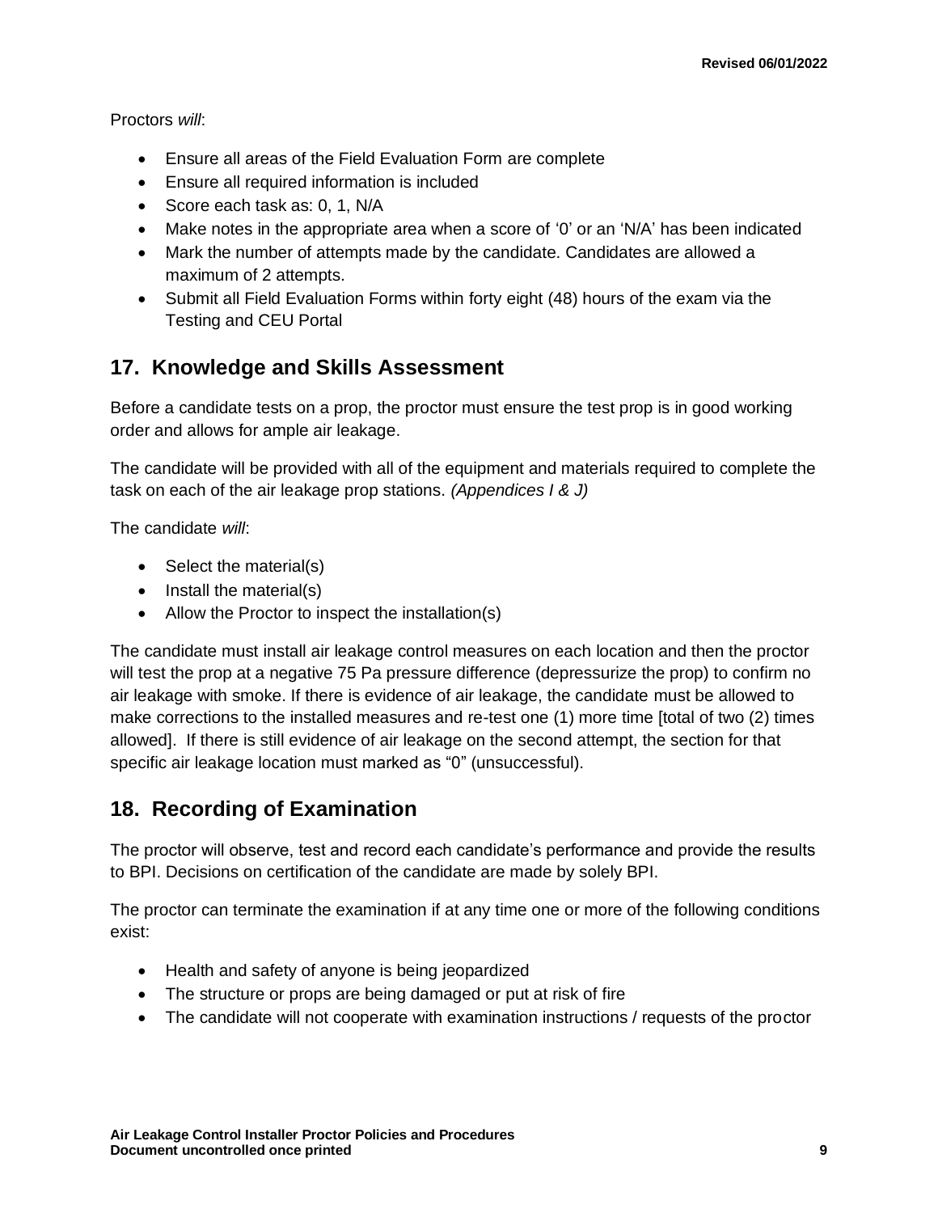Proctors *will*:

- Ensure all areas of the Field Evaluation Form are complete
- Ensure all required information is included
- Score each task as: 0, 1, N/A
- Make notes in the appropriate area when a score of '0' or an 'N/A' has been indicated
- Mark the number of attempts made by the candidate. Candidates are allowed a maximum of 2 attempts.
- Submit all Field Evaluation Forms within forty eight (48) hours of the exam via the Testing and CEU Portal

## 17. Knowledge and Skills Assessment

Before a candidate tests on a prop, the proctor must ensure the test prop is in good working order and allows for ample air leakage.

The candidate will be provided with all of the equipment and materials required to complete the task on each of the air leakage prop stations. *(Appendices I & J)*

The candidate *will*:

- Select the material(s)
- Install the material(s)
- Allow the Proctor to inspect the installation(s)

The candidate must install air leakage control measures on each location and then the proctor will test the prop at a negative 75 Pa pressure difference (depressurize the prop) to confirm no air leakage with smoke. If there is evidence of air leakage, the candidate must be allowed to make corrections to the installed measures and re-test one (1) more time [total of two (2) times allowed]. If there is still evidence of air leakage on the second attempt, the section for that specific air leakage location must marked as "0" (unsuccessful).

## 18. Recording of Examination

The proctor will observe, test and record each candidate's performance and provide the results to BPI. Decisions on certification of the candidate are made by solely BPI.

The proctor can terminate the examination if at any time one or more of the following conditions exist:

- Health and safety of anyone is being jeopardized
- The structure or props are being damaged or put at risk of fire
- The candidate will not cooperate with examination instructions / requests of the proctor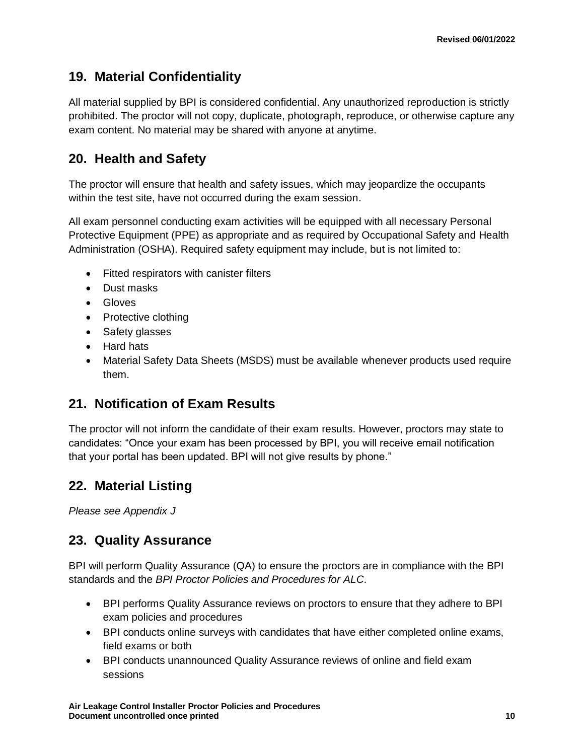## 19. Material Confidentiality

All material supplied by BPI is considered confidential. Any unauthorized reproduction is strictly prohibited. The proctor will not copy, duplicate, photograph, reproduce, or otherwise capture any exam content. No material may be shared with anyone at anytime.

## 20. Health and Safety

The proctor will ensure that health and safety issues, which may jeopardize the occupants within the test site, have not occurred during the exam session.

All exam personnel conducting exam activities will be equipped with all necessary Personal Protective Equipment (PPE) as appropriate and as required by Occupational Safety and Health Administration (OSHA). Required safety equipment may include, but is not limited to:

- Fitted respirators with canister filters
- Dust masks
- Gloves
- Protective clothing
- Safety glasses
- Hard hats
- Material Safety Data Sheets (MSDS) must be available whenever products used require them.

## 21. Notification of Exam Results

The proctor will not inform the candidate of their exam results. However, proctors may state to candidates: “Once your exam has been processed by BPI, you will receive email notification that your portal has been updated. BPI will not give results by phone.”

## 22. Material Listing

*Please see Appendix J*

## 23. Quality Assurance

BPI will perform Quality Assurance (QA) to ensure the proctors are in compliance with the BPI standards and the *BPI Proctor Policies and Procedures for ALC*.

- BPI performs Quality Assurance reviews on proctors to ensure that they adhere to BPI exam policies and procedures
- BPI conducts online surveys with candidates that have either completed online exams, field exams or both
- BPI conducts unannounced Quality Assurance reviews of online and field exam sessions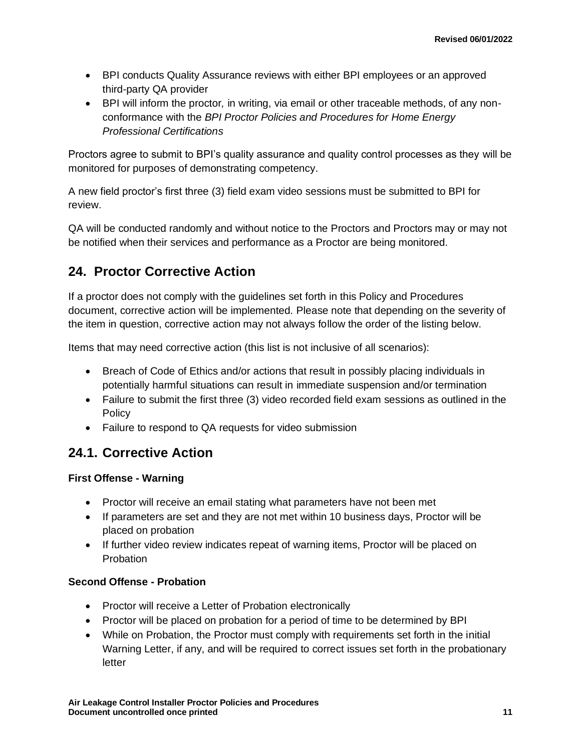- BPI conducts Quality Assurance reviews with either BPI employees or an approved third-party QA provider
- BPI will inform the proctor, in writing, via email or other traceable methods, of any non-conformance with the *BPI Proctor Policies and Procedures for Home Energy Professional Certifications*

Proctors agree to submit to BPI's quality assurance and quality control processes as they will be monitored for purposes of demonstrating competency.

A new field proctor's first three (3) field exam video sessions must be submitted to BPI for review.

QA will be conducted randomly and without notice to the Proctors and Proctors may or may not be notified when their services and performance as a Proctor are being monitored.

## 24. Proctor Corrective Action

If a proctor does not comply with the guidelines set forth in this Policy and Procedures document, corrective action will be implemented. Please note that depending on the severity of the item in question, corrective action may not always follow the order of the listing below.

Items that may need corrective action (this list is not inclusive of all scenarios):

- Breach of Code of Ethics and/or actions that result in possibly placing individuals in potentially harmful situations can result in immediate suspension and/or termination
- Failure to submit the first three (3) video recorded field exam sessions as outlined in the Policy
- Failure to respond to QA requests for video submission

## 24.1. Corrective Action

**First Offense - Warning**

- Proctor will receive an email stating what parameters have not been met
- If parameters are set and they are not met within 10 business days, Proctor will be placed on probation
- If further video review indicates repeat of warning items, Proctor will be placed on Probation

**Second Offense - Probation**

- Proctor will receive a Letter of Probation electronically
- Proctor will be placed on probation for a period of time to be determined by BPI
- While on Probation, the Proctor must comply with requirements set forth in the initial Warning Letter, if any, and will be required to correct issues set forth in the probationary letter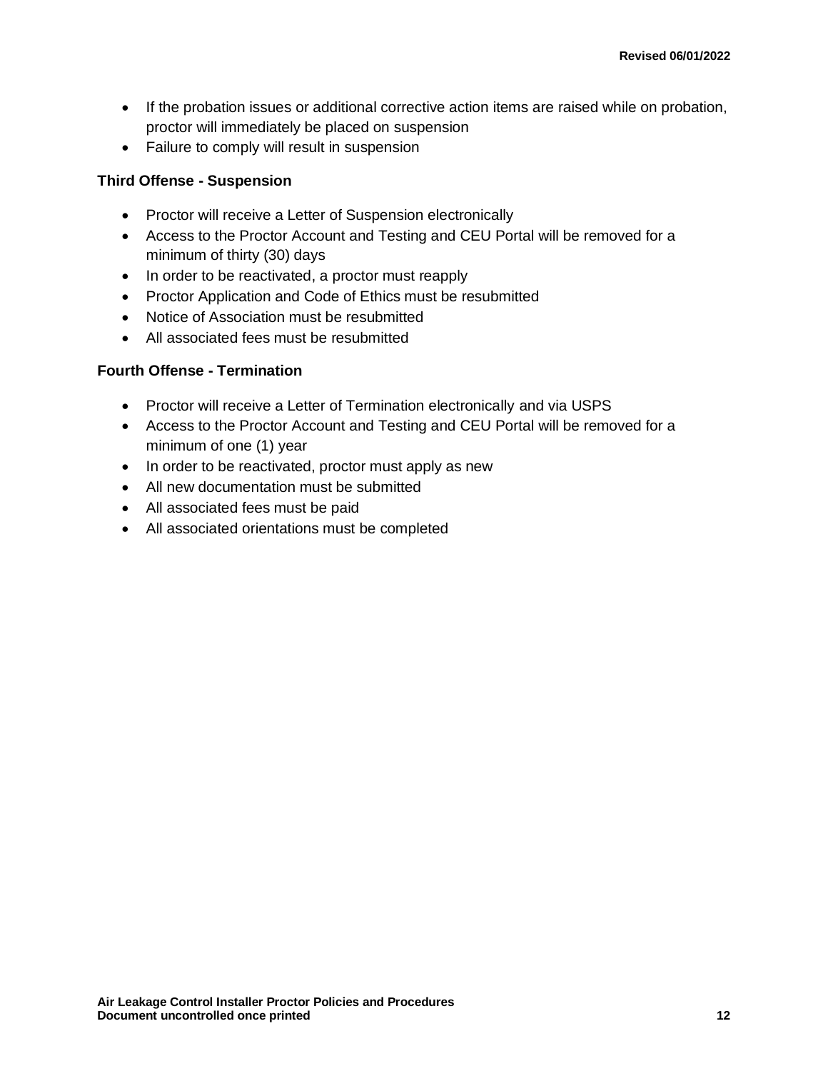- If the probation issues or additional corrective action items are raised while on probation, proctor will immediately be placed on suspension
- Failure to comply will result in suspension

**Third Offense - Suspension**

- Proctor will receive a Letter of Suspension electronically
- Access to the Proctor Account and Testing and CEU Portal will be removed for a minimum of thirty (30) days
- In order to be reactivated, a proctor must reapply
- Proctor Application and Code of Ethics must be resubmitted
- Notice of Association must be resubmitted
- All associated fees must be resubmitted

**Fourth Offense - Termination**

- Proctor will receive a Letter of Termination electronically and via USPS
- Access to the Proctor Account and Testing and CEU Portal will be removed for a minimum of one (1) year
- In order to be reactivated, proctor must apply as new
- All new documentation must be submitted
- All associated fees must be paid
- All associated orientations must be completed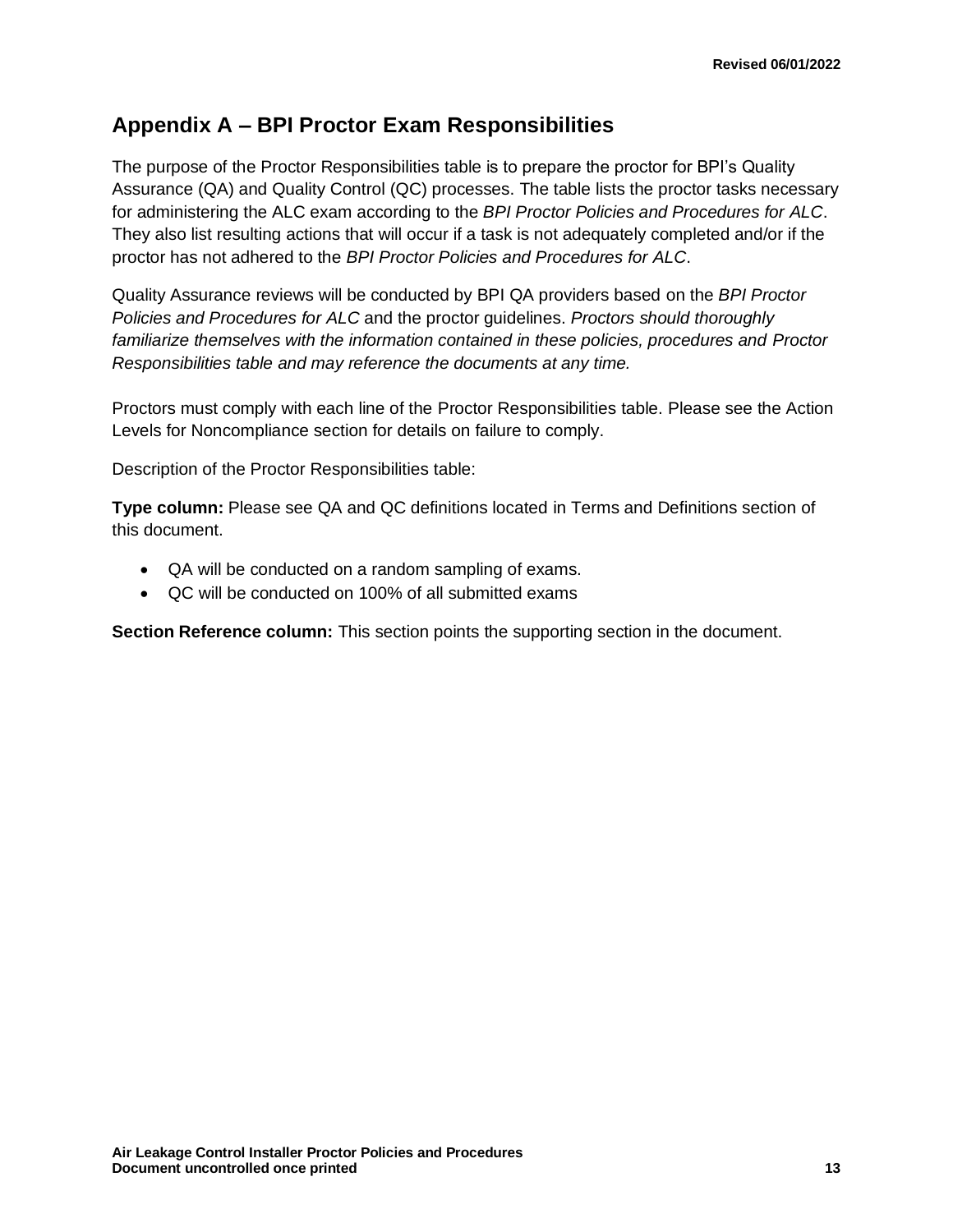## Appendix A – BPI Proctor Exam Responsibilities

The purpose of the Proctor Responsibilities table is to prepare the proctor for BPI's Quality Assurance (QA) and Quality Control (QC) processes. The table lists the proctor tasks necessary for administering the ALC exam according to the *BPI Proctor Policies and Procedures for ALC*. They also list resulting actions that will occur if a task is not adequately completed and/or if the proctor has not adhered to the *BPI Proctor Policies and Procedures for ALC*.

Quality Assurance reviews will be conducted by BPI QA providers based on the *BPI Proctor Policies and Procedures for ALC* and the proctor guidelines. *Proctors should thoroughly familiarize themselves with the information contained in these policies, procedures and Proctor Responsibilities table and may reference the documents at any time.*

Proctors must comply with each line of the Proctor Responsibilities table. Please see the Action Levels for Noncompliance section for details on failure to comply.

Description of the Proctor Responsibilities table:

**Type column:** Please see QA and QC definitions located in Terms and Definitions section of this document.

- QA will be conducted on a random sampling of exams.
- QC will be conducted on 100% of all submitted exams

**Section Reference column:** This section points the supporting section in the document.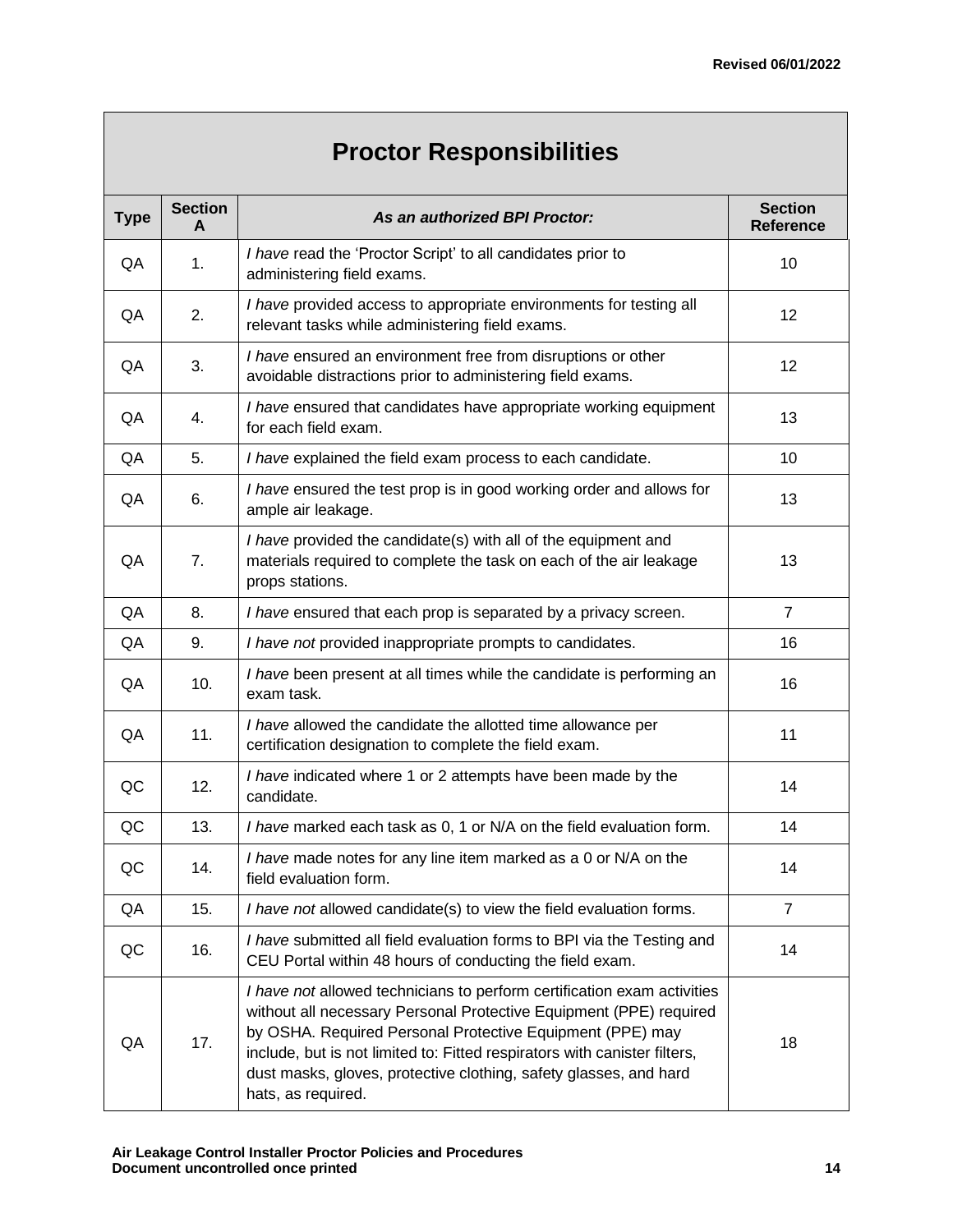## Proctor Responsibilities

| Type | Section A | ***As an authorized BPI Proctor:*** | Section Reference |
|---|---|---|---|
| QA | 1. | *I have* read the 'Proctor Script' to all candidates prior to administering field exams. | 10 |
| QA | 2. | *I have* provided access to appropriate environments for testing all relevant tasks while administering field exams. | 12 |
| QA | 3. | *I have* ensured an environment free from disruptions or other avoidable distractions prior to administering field exams. | 12 |
| QA | 4. | *I have* ensured that candidates have appropriate working equipment for each field exam. | 13 |
| QA | 5. | *I have* explained the field exam process to each candidate. | 10 |
| QA | 6. | *I have* ensured the test prop is in good working order and allows for ample air leakage. | 13 |
| QA | 7. | *I have* provided the candidate(s) with all of the equipment and materials required to complete the task on each of the air leakage props stations. | 13 |
| QA | 8. | *I have* ensured that each prop is separated by a privacy screen. | 7 |
| QA | 9. | *I have not* provided inappropriate prompts to candidates. | 16 |
| QA | 10. | *I have* been present at all times while the candidate is performing an exam task. | 16 |
| QA | 11. | *I have* allowed the candidate the allotted time allowance per certification designation to complete the field exam. | 11 |
| QC | 12. | *I have* indicated where 1 or 2 attempts have been made by the candidate. | 14 |
| QC | 13. | *I have* marked each task as 0, 1 or N/A on the field evaluation form. | 14 |
| QC | 14. | *I have* made notes for any line item marked as a 0 or N/A on the field evaluation form. | 14 |
| QA | 15. | *I have not* allowed candidate(s) to view the field evaluation forms. | 7 |
| QC | 16. | *I have* submitted all field evaluation forms to BPI via the Testing and CEU Portal within 48 hours of conducting the field exam. | 14 |
| QA | 17. | *I have not* allowed technicians to perform certification exam activities without all necessary Personal Protective Equipment (PPE) required by OSHA. Required Personal Protective Equipment (PPE) may include, but is not limited to: Fitted respirators with canister filters, dust masks, gloves, protective clothing, safety glasses, and hard hats, as required. | 18 |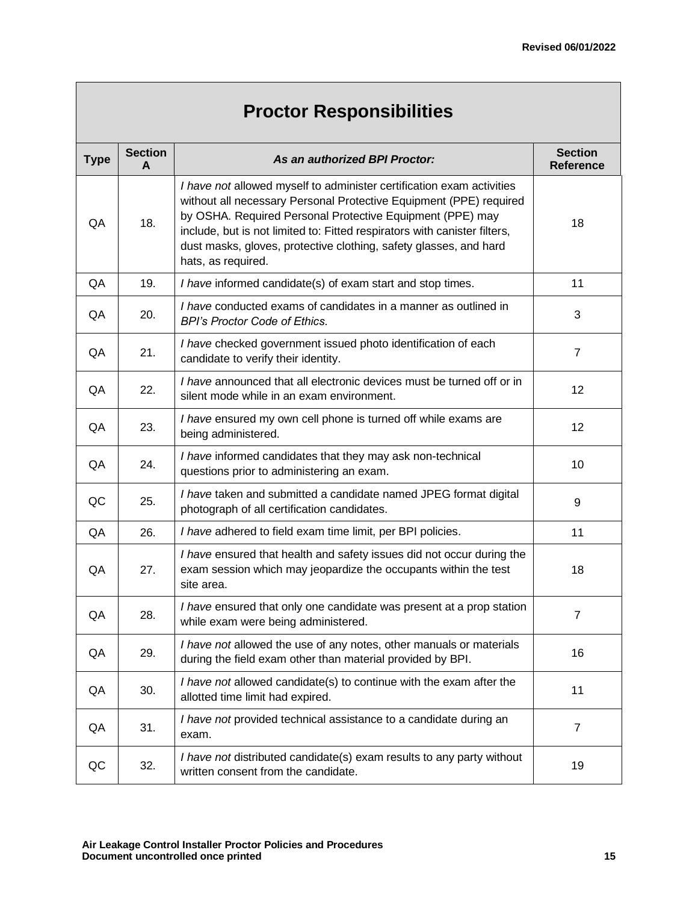# Proctor Responsibilities

| Type | Section A | *As an authorized BPI Proctor:* | Section Reference |
|---|---|---|---|
| QA | 18. | *I have not* allowed myself to administer certification exam activities without all necessary Personal Protective Equipment (PPE) required by OSHA. Required Personal Protective Equipment (PPE) may include, but is not limited to: Fitted respirators with canister filters, dust masks, gloves, protective clothing, safety glasses, and hard hats, as required. | 18 |
| QA | 19. | *I have* informed candidate(s) of exam start and stop times. | 11 |
| QA | 20. | *I have* conducted exams of candidates in a manner as outlined in *BPI's Proctor Code of Ethics.* | 3 |
| QA | 21. | *I have* checked government issued photo identification of each candidate to verify their identity. | 7 |
| QA | 22. | *I have* announced that all electronic devices must be turned off or in silent mode while in an exam environment. | 12 |
| QA | 23. | *I have* ensured my own cell phone is turned off while exams are being administered. | 12 |
| QA | 24. | *I have* informed candidates that they may ask non-technical questions prior to administering an exam. | 10 |
| QC | 25. | *I have* taken and submitted a candidate named JPEG format digital photograph of all certification candidates. | 9 |
| QA | 26. | *I have* adhered to field exam time limit, per BPI policies. | 11 |
| QA | 27. | *I have* ensured that health and safety issues did not occur during the exam session which may jeopardize the occupants within the test site area. | 18 |
| QA | 28. | *I have* ensured that only one candidate was present at a prop station while exam were being administered. | 7 |
| QA | 29. | *I have not* allowed the use of any notes, other manuals or materials during the field exam other than material provided by BPI. | 16 |
| QA | 30. | *I have not* allowed candidate(s) to continue with the exam after the allotted time limit had expired. | 11 |
| QA | 31. | *I have not* provided technical assistance to a candidate during an exam. | 7 |
| QC | 32. | *I have not* distributed candidate(s) exam results to any party without written consent from the candidate. | 19 |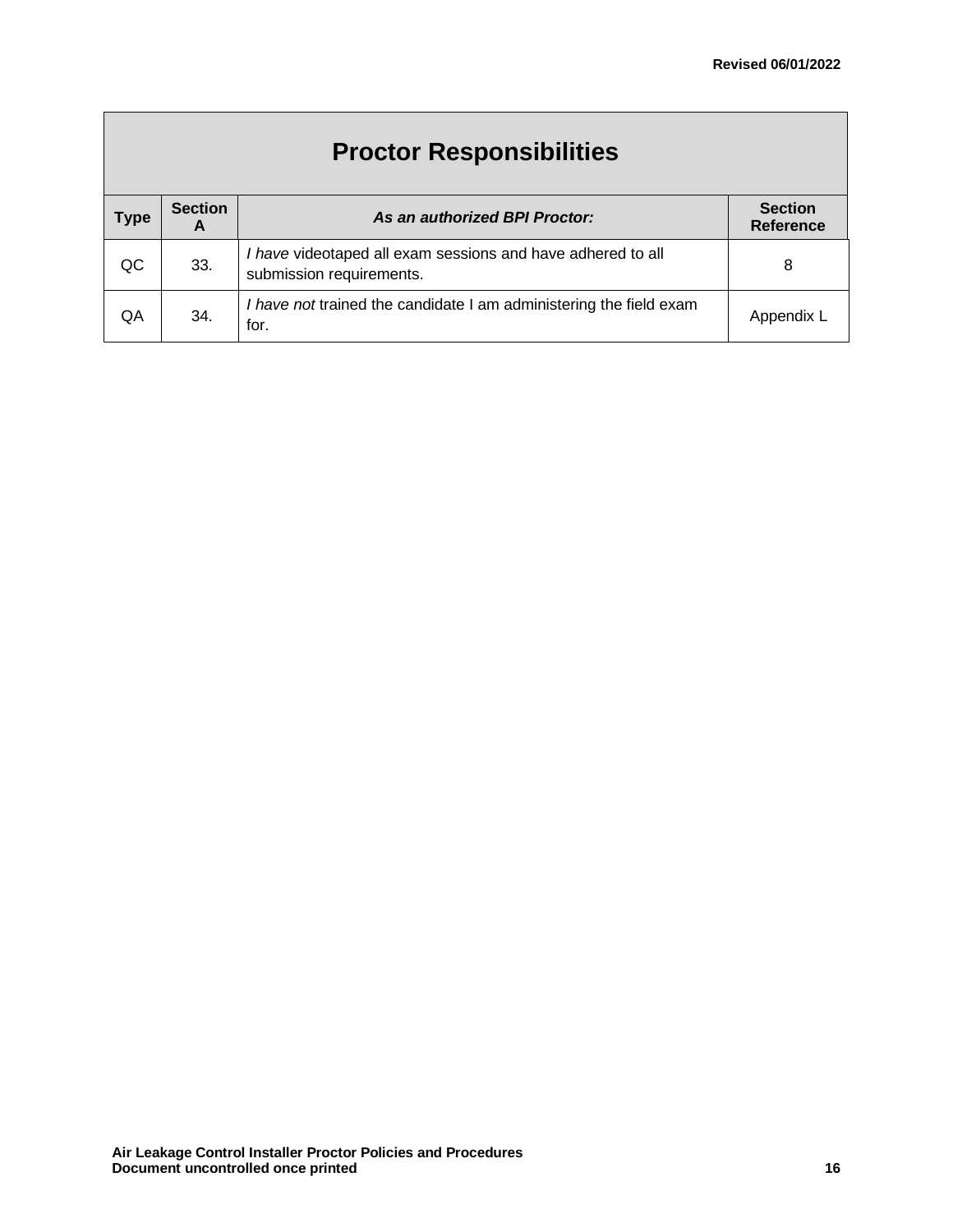| Proctor Responsibilities | | | |
|---|---|---|---|
| **Type** | **Section A** | ***As an authorized BPI Proctor:*** | **Section Reference** |
| QC | 33. | *I have* videotaped all exam sessions and have adhered to all submission requirements. | 8 |
| QA | 34. | *I have not* trained the candidate I am administering the field exam for. | Appendix L |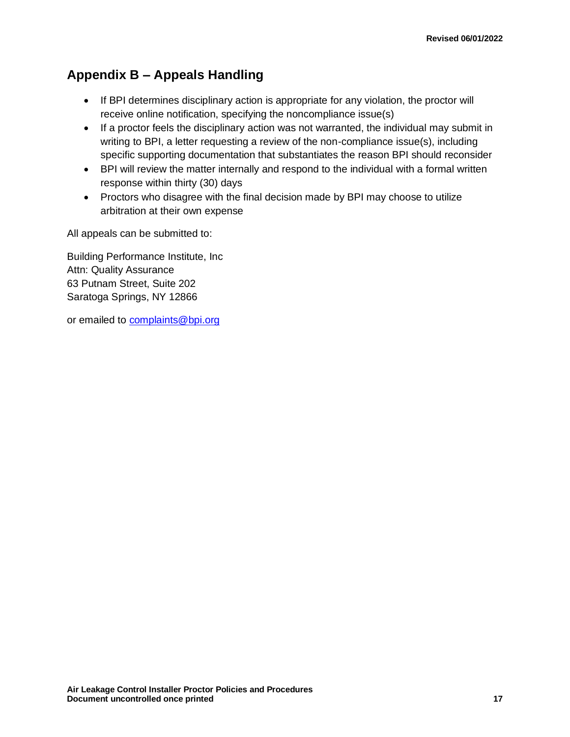## Appendix B – Appeals Handling

- If BPI determines disciplinary action is appropriate for any violation, the proctor will receive online notification, specifying the noncompliance issue(s)
- If a proctor feels the disciplinary action was not warranted, the individual may submit in writing to BPI, a letter requesting a review of the non-compliance issue(s), including specific supporting documentation that substantiates the reason BPI should reconsider
- BPI will review the matter internally and respond to the individual with a formal written response within thirty (30) days
- Proctors who disagree with the final decision made by BPI may choose to utilize arbitration at their own expense

All appeals can be submitted to:

Building Performance Institute, Inc
Attn: Quality Assurance
63 Putnam Street, Suite 202
Saratoga Springs, NY 12866

or emailed to [complaints@bpi.org](mailto:complaints@bpi.org)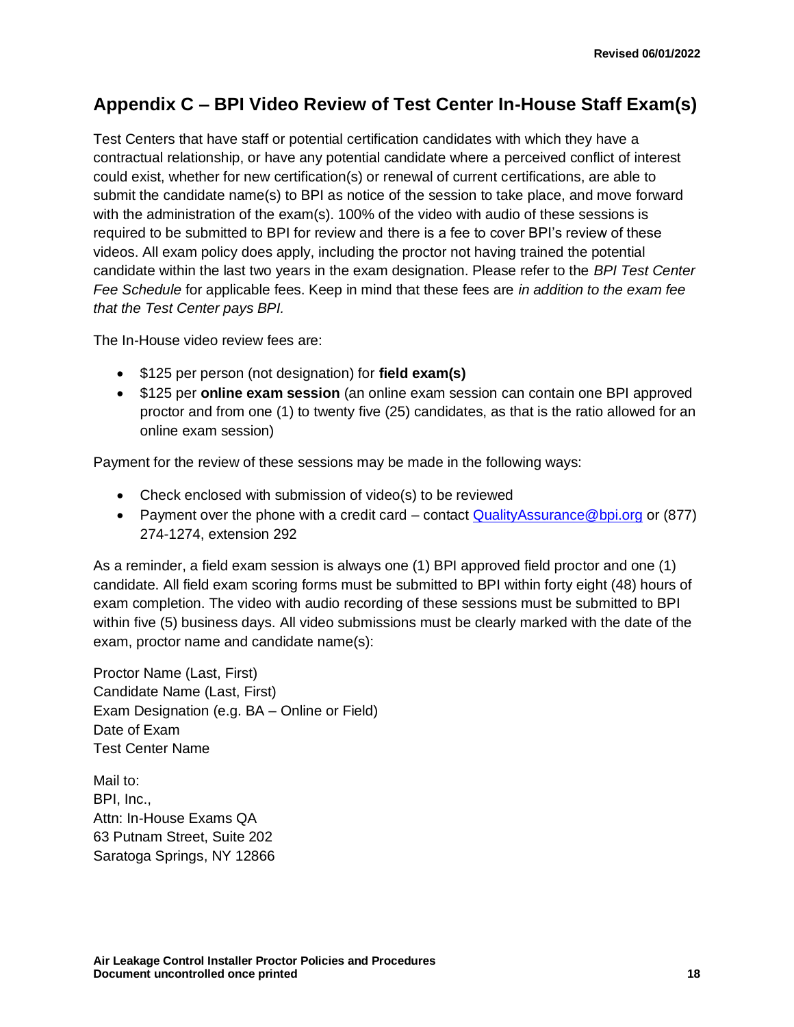# Appendix C – BPI Video Review of Test Center In-House Staff Exam(s)

Test Centers that have staff or potential certification candidates with which they have a contractual relationship, or have any potential candidate where a perceived conflict of interest could exist, whether for new certification(s) or renewal of current certifications, are able to submit the candidate name(s) to BPI as notice of the session to take place, and move forward with the administration of the exam(s). 100% of the video with audio of these sessions is required to be submitted to BPI for review and there is a fee to cover BPI's review of these videos. All exam policy does apply, including the proctor not having trained the potential candidate within the last two years in the exam designation. Please refer to the *BPI Test Center Fee Schedule* for applicable fees. Keep in mind that these fees are *in addition to the exam fee that the Test Center pays BPI.*

The In-House video review fees are:

- $125 per person (not designation) for **field exam(s)**
- $125 per **online exam session** (an online exam session can contain one BPI approved proctor and from one (1) to twenty five (25) candidates, as that is the ratio allowed for an online exam session)

Payment for the review of these sessions may be made in the following ways:

- Check enclosed with submission of video(s) to be reviewed
- Payment over the phone with a credit card – contact QualityAssurance@bpi.org or (877) 274-1274, extension 292

As a reminder, a field exam session is always one (1) BPI approved field proctor and one (1) candidate. All field exam scoring forms must be submitted to BPI within forty eight (48) hours of exam completion. The video with audio recording of these sessions must be submitted to BPI within five (5) business days. All video submissions must be clearly marked with the date of the exam, proctor name and candidate name(s):

Proctor Name (Last, First)
Candidate Name (Last, First)
Exam Designation (e.g. BA – Online or Field)
Date of Exam
Test Center Name

Mail to:
BPI, Inc.,
Attn: In-House Exams QA
63 Putnam Street, Suite 202
Saratoga Springs, NY 12866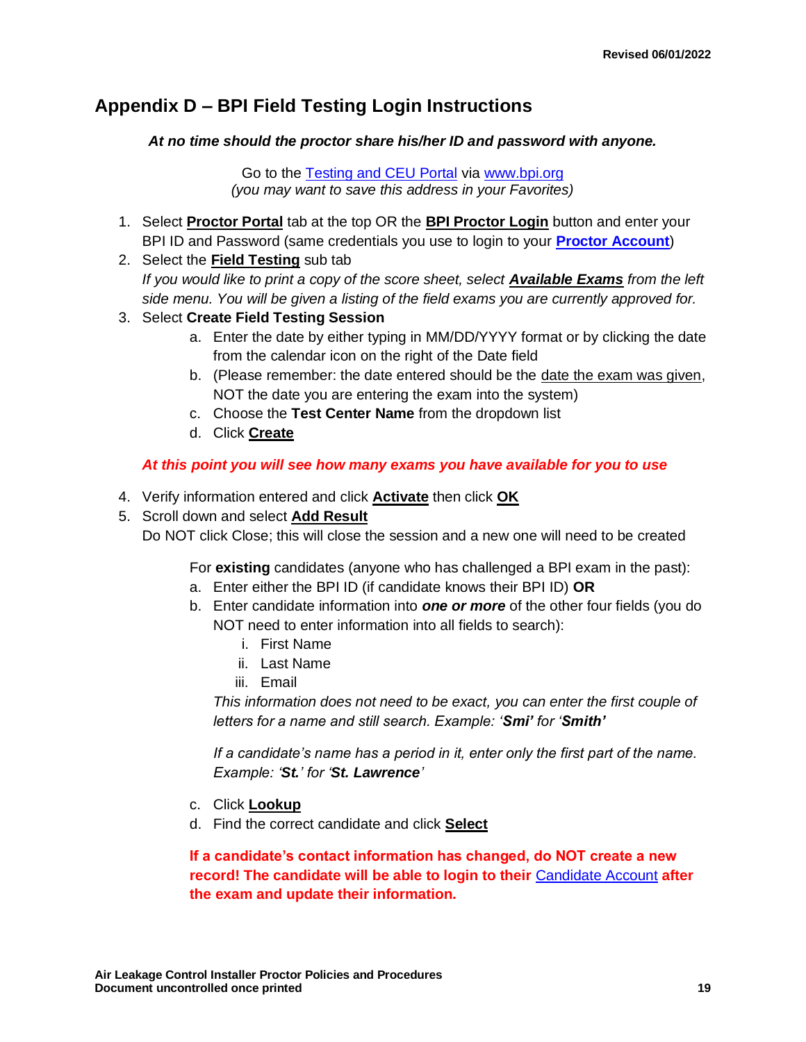## Appendix D – BPI Field Testing Login Instructions

***At no time should the proctor share his/her ID and password with anyone.***

Go to the Testing and CEU Portal via www.bpi.org
*(you may want to save this address in your Favorites)*

1. Select **Proctor Portal** tab at the top OR the **BPI Proctor Login** button and enter your BPI ID and Password (same credentials you use to login to your **Proctor Account**)
2. Select the **Field Testing** sub tab
   *If you would like to print a copy of the score sheet, select* ***Available Exams*** *from the left side menu. You will be given a listing of the field exams you are currently approved for.*
3. Select **Create Field Testing Session**
   a. Enter the date by either typing in MM/DD/YYYY format or by clicking the date from the calendar icon on the right of the Date field
   b. (Please remember: the date entered should be the date the exam was given, NOT the date you are entering the exam into the system)
   c. Choose the **Test Center Name** from the dropdown list
   d. Click **Create**

***At this point you will see how many exams you have available for you to use***

4. Verify information entered and click **Activate** then click **OK**
5. Scroll down and select **Add Result**
   Do NOT click Close; this will close the session and a new one will need to be created

   For **existing** candidates (anyone who has challenged a BPI exam in the past):
   a. Enter either the BPI ID (if candidate knows their BPI ID) **OR**
   b. Enter candidate information into ***one or more*** of the other four fields (you do NOT need to enter information into all fields to search):
      i. First Name
      ii. Last Name
      iii. Email

      *This information does not need to be exact, you can enter the first couple of letters for a name and still search. Example: '****Smi'*** *for '****Smith'***

      *If a candidate's name has a period in it, enter only the first part of the name. Example: '****St.****' for '****St. Lawrence****'*
   c. Click **Lookup**
   d. Find the correct candidate and click **Select**

   **If a candidate's contact information has changed, do NOT create a new record! The candidate will be able to login to their Candidate Account after the exam and update their information.**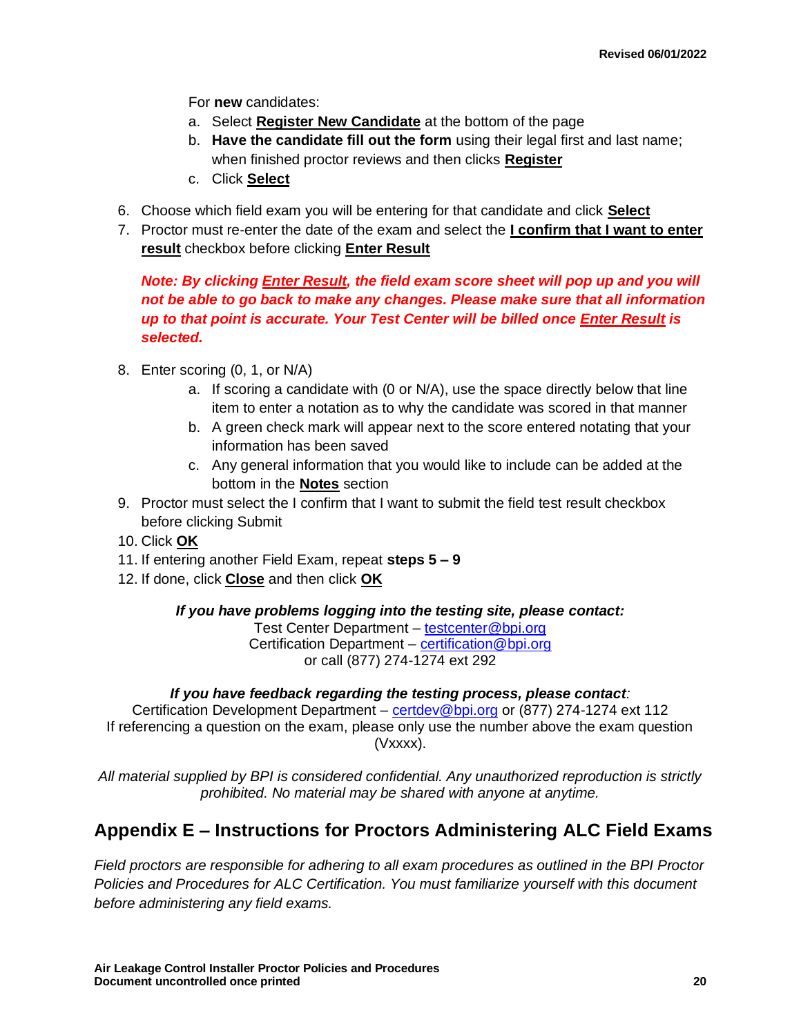For **new** candidates:

a. Select **Register New Candidate** at the bottom of the page
b. **Have the candidate fill out the form** using their legal first and last name; when finished proctor reviews and then clicks **Register**
c. Click **Select**

6. Choose which field exam you will be entering for that candidate and click **Select**
7. Proctor must re-enter the date of the exam and select the **I confirm that I want to enter result** checkbox before clicking **Enter Result**

***Note: By clicking Enter Result, the field exam score sheet will pop up and you will not be able to go back to make any changes. Please make sure that all information up to that point is accurate. Your Test Center will be billed once Enter Result is selected.***

8. Enter scoring (0, 1, or N/A)
    a. If scoring a candidate with (0 or N/A), use the space directly below that line item to enter a notation as to why the candidate was scored in that manner
    b. A green check mark will appear next to the score entered notating that your information has been saved
    c. Any general information that you would like to include can be added at the bottom in the **Notes** section
9. Proctor must select the I confirm that I want to submit the field test result checkbox before clicking Submit
10. Click **OK**
11. If entering another Field Exam, repeat **steps 5 – 9**
12. If done, click **Close** and then click **OK**

***If you have problems logging into the testing site, please contact:***
Test Center Department – testcenter@bpi.org
Certification Department – certification@bpi.org
or call (877) 274-1274 ext 292

***If you have feedback regarding the testing process, please contact:***
Certification Development Department – certdev@bpi.org or (877) 274-1274 ext 112
If referencing a question on the exam, please only use the number above the exam question (Vxxxx).

*All material supplied by BPI is considered confidential. Any unauthorized reproduction is strictly prohibited. No material may be shared with anyone at anytime.*

## Appendix E – Instructions for Proctors Administering ALC Field Exams

*Field proctors are responsible for adhering to all exam procedures as outlined in the BPI Proctor Policies and Procedures for ALC Certification. You must familiarize yourself with this document before administering any field exams.*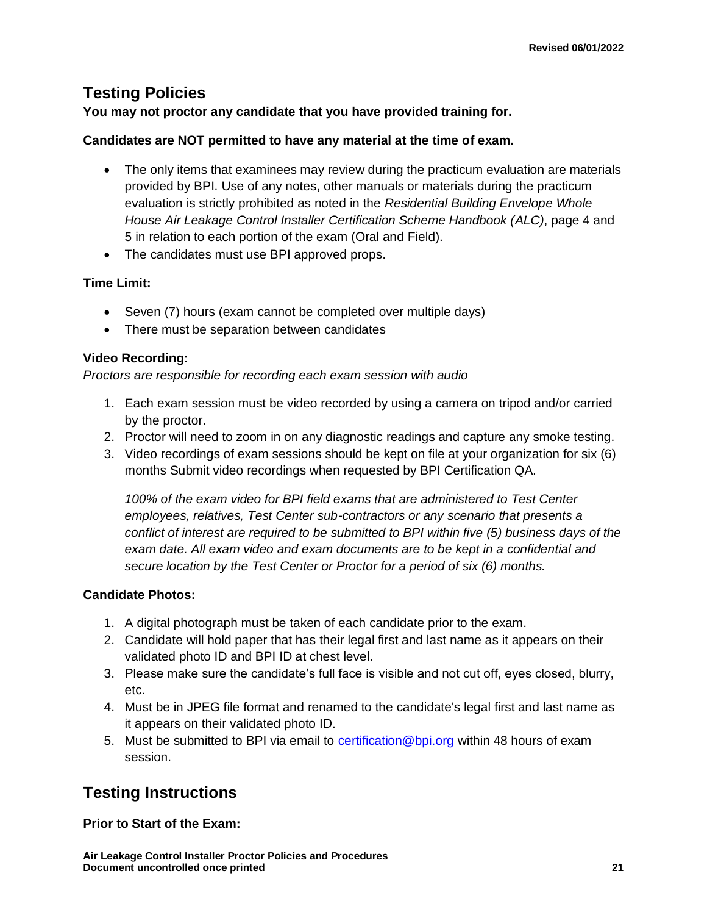## Testing Policies

**You may not proctor any candidate that you have provided training for.**

**Candidates are NOT permitted to have any material at the time of exam.**

- The only items that examinees may review during the practicum evaluation are materials provided by BPI. Use of any notes, other manuals or materials during the practicum evaluation is strictly prohibited as noted in the *Residential Building Envelope Whole House Air Leakage Control Installer Certification Scheme Handbook (ALC)*, page 4 and 5 in relation to each portion of the exam (Oral and Field).
- The candidates must use BPI approved props.

**Time Limit:**

- Seven (7) hours (exam cannot be completed over multiple days)
- There must be separation between candidates

**Video Recording:**

*Proctors are responsible for recording each exam session with audio*

1. Each exam session must be video recorded by using a camera on tripod and/or carried by the proctor.
2. Proctor will need to zoom in on any diagnostic readings and capture any smoke testing.
3. Video recordings of exam sessions should be kept on file at your organization for six (6) months Submit video recordings when requested by BPI Certification QA.

   *100% of the exam video for BPI field exams that are administered to Test Center employees, relatives, Test Center sub-contractors or any scenario that presents a conflict of interest are required to be submitted to BPI within five (5) business days of the exam date. All exam video and exam documents are to be kept in a confidential and secure location by the Test Center or Proctor for a period of six (6) months.*

**Candidate Photos:**

1. A digital photograph must be taken of each candidate prior to the exam.
2. Candidate will hold paper that has their legal first and last name as it appears on their validated photo ID and BPI ID at chest level.
3. Please make sure the candidate's full face is visible and not cut off, eyes closed, blurry, etc.
4. Must be in JPEG file format and renamed to the candidate's legal first and last name as it appears on their validated photo ID.
5. Must be submitted to BPI via email to certification@bpi.org within 48 hours of exam session.

## Testing Instructions

**Prior to Start of the Exam:**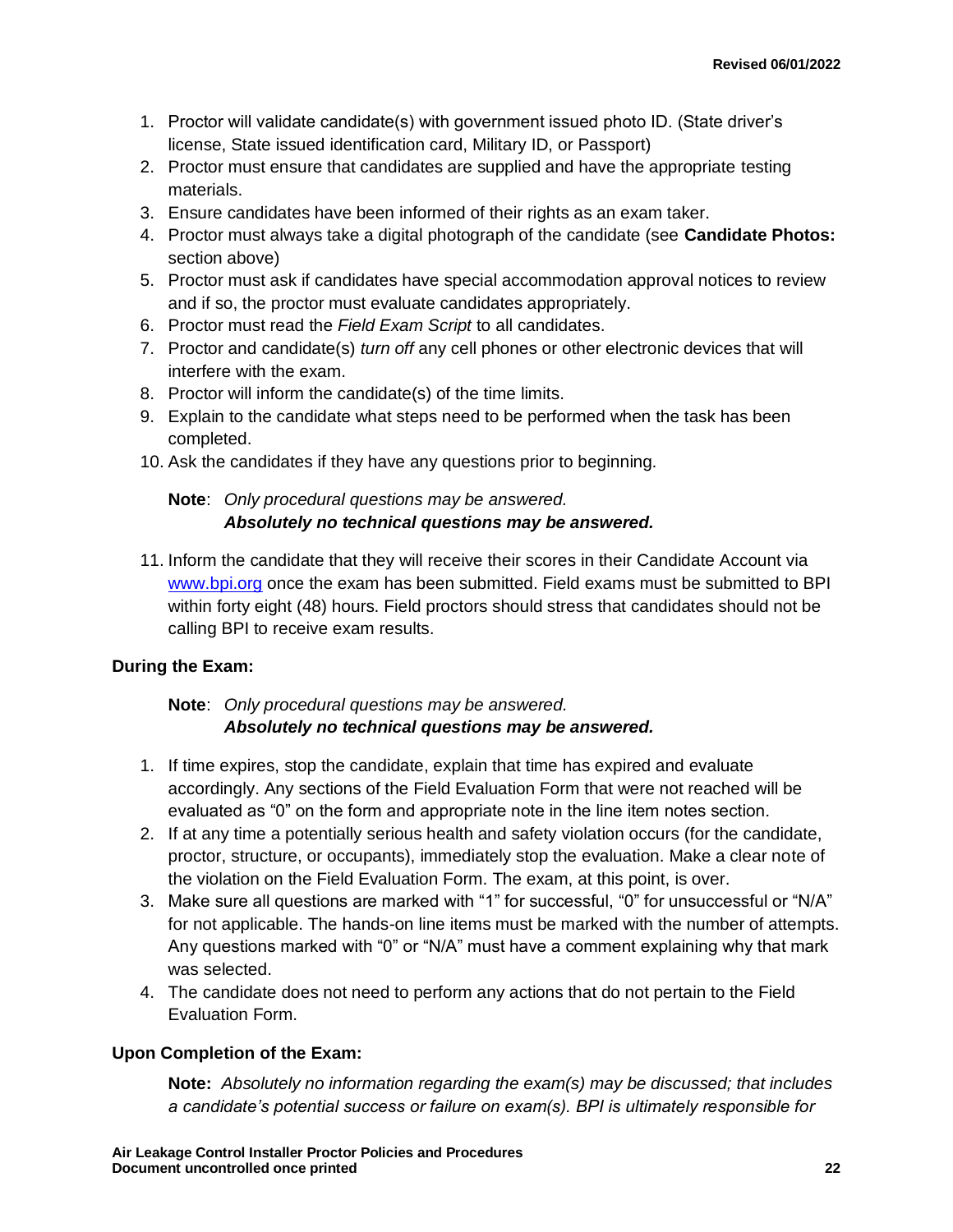1. Proctor will validate candidate(s) with government issued photo ID. (State driver's license, State issued identification card, Military ID, or Passport)
2. Proctor must ensure that candidates are supplied and have the appropriate testing materials.
3. Ensure candidates have been informed of their rights as an exam taker.
4. Proctor must always take a digital photograph of the candidate (see **Candidate Photos:** section above)
5. Proctor must ask if candidates have special accommodation approval notices to review and if so, the proctor must evaluate candidates appropriately.
6. Proctor must read the *Field Exam Script* to all candidates.
7. Proctor and candidate(s) *turn off* any cell phones or other electronic devices that will interfere with the exam.
8. Proctor will inform the candidate(s) of the time limits.
9. Explain to the candidate what steps need to be performed when the task has been completed.
10. Ask the candidates if they have any questions prior to beginning.

    **Note**: *Only procedural questions may be answered.*
    ***Absolutely no technical questions may be answered.***

11. Inform the candidate that they will receive their scores in their Candidate Account via www.bpi.org once the exam has been submitted. Field exams must be submitted to BPI within forty eight (48) hours. Field proctors should stress that candidates should not be calling BPI to receive exam results.

**During the Exam:**

**Note**: *Only procedural questions may be answered.*
***Absolutely no technical questions may be answered.***

1. If time expires, stop the candidate, explain that time has expired and evaluate accordingly. Any sections of the Field Evaluation Form that were not reached will be evaluated as "0" on the form and appropriate note in the line item notes section.
2. If at any time a potentially serious health and safety violation occurs (for the candidate, proctor, structure, or occupants), immediately stop the evaluation. Make a clear note of the violation on the Field Evaluation Form. The exam, at this point, is over.
3. Make sure all questions are marked with "1" for successful, "0" for unsuccessful or "N/A" for not applicable. The hands-on line items must be marked with the number of attempts. Any questions marked with "0" or "N/A" must have a comment explaining why that mark was selected.
4. The candidate does not need to perform any actions that do not pertain to the Field Evaluation Form.

**Upon Completion of the Exam:**

**Note:** *Absolutely no information regarding the exam(s) may be discussed; that includes a candidate's potential success or failure on exam(s). BPI is ultimately responsible for*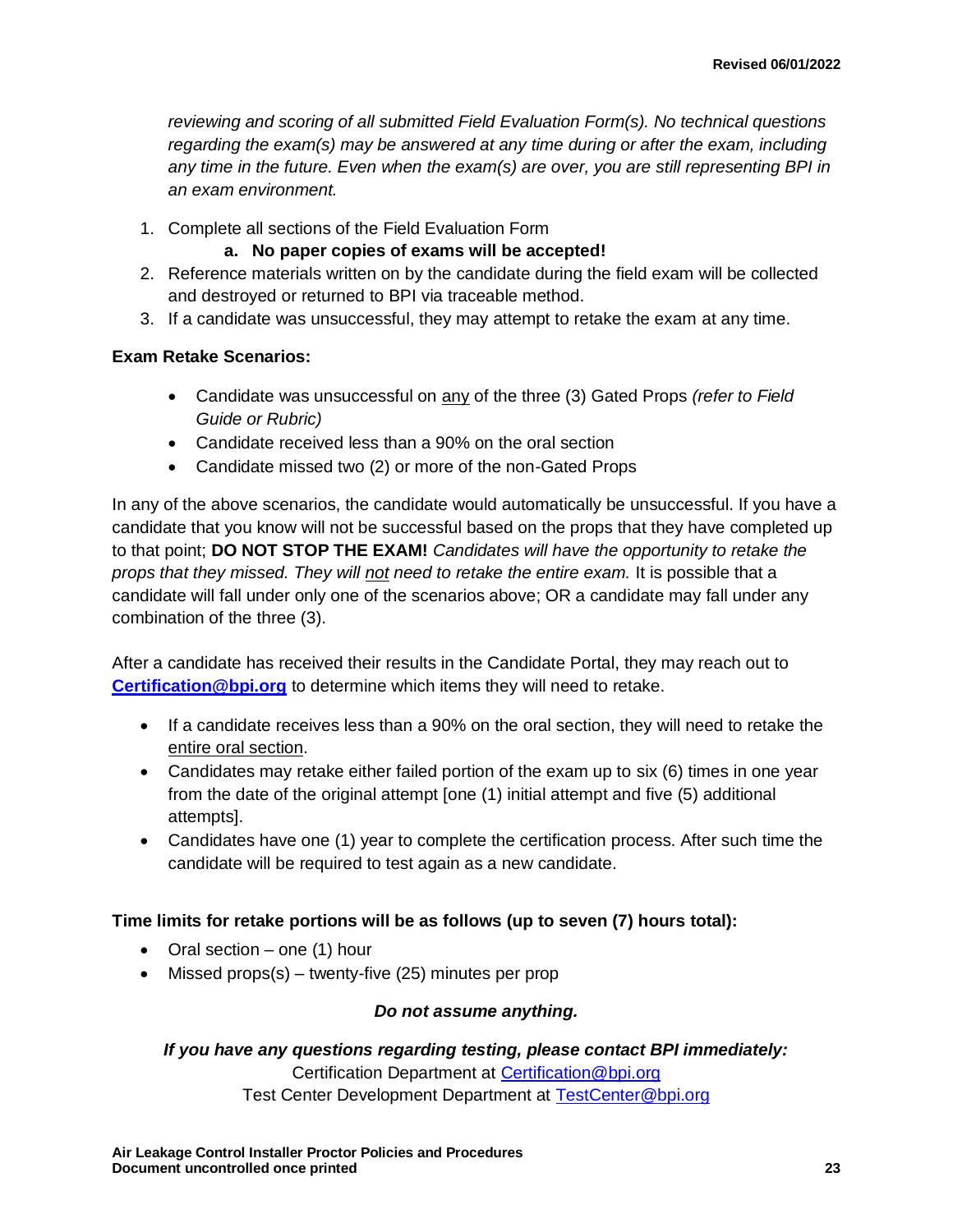*reviewing and scoring of all submitted Field Evaluation Form(s). No technical questions regarding the exam(s) may be answered at any time during or after the exam, including any time in the future. Even when the exam(s) are over, you are still representing BPI in an exam environment.*

1. Complete all sections of the Field Evaluation Form
   a. **No paper copies of exams will be accepted!**
2. Reference materials written on by the candidate during the field exam will be collected and destroyed or returned to BPI via traceable method.
3. If a candidate was unsuccessful, they may attempt to retake the exam at any time.

**Exam Retake Scenarios:**

- Candidate was unsuccessful on <u>any</u> of the three (3) Gated Props *(refer to Field Guide or Rubric)*
- Candidate received less than a 90% on the oral section
- Candidate missed two (2) or more of the non-Gated Props

In any of the above scenarios, the candidate would automatically be unsuccessful. If you have a candidate that you know will not be successful based on the props that they have completed up to that point; **DO NOT STOP THE EXAM!** *Candidates will have the opportunity to retake the props that they missed. They will <u>not</u> need to retake the entire exam.* It is possible that a candidate will fall under only one of the scenarios above; OR a candidate may fall under any combination of the three (3).

After a candidate has received their results in the Candidate Portal, they may reach out to **Certification@bpi.org** to determine which items they will need to retake.

- If a candidate receives less than a 90% on the oral section, they will need to retake the <u>entire oral section</u>.
- Candidates may retake either failed portion of the exam up to six (6) times in one year from the date of the original attempt [one (1) initial attempt and five (5) additional attempts].
- Candidates have one (1) year to complete the certification process. After such time the candidate will be required to test again as a new candidate.

**Time limits for retake portions will be as follows (up to seven (7) hours total):**

- Oral section – one (1) hour
- Missed props(s) – twenty-five (25) minutes per prop

***Do not assume anything.***

***If you have any questions regarding testing, please contact BPI immediately:***

Certification Department at Certification@bpi.org

Test Center Development Department at TestCenter@bpi.org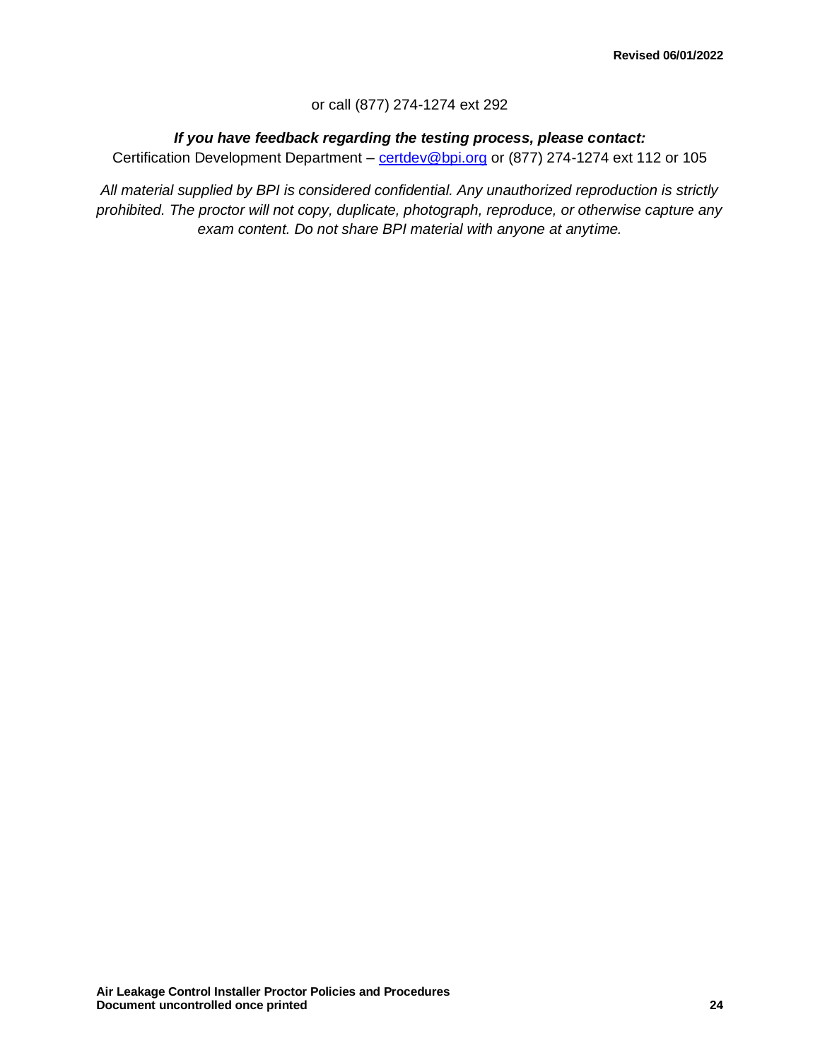or call (877) 274-1274 ext 292

***If you have feedback regarding the testing process, please contact:***

Certification Development Department – [certdev@bpi.org](mailto:certdev@bpi.org) or (877) 274-1274 ext 112 or 105

*All material supplied by BPI is considered confidential. Any unauthorized reproduction is strictly prohibited. The proctor will not copy, duplicate, photograph, reproduce, or otherwise capture any exam content. Do not share BPI material with anyone at anytime.*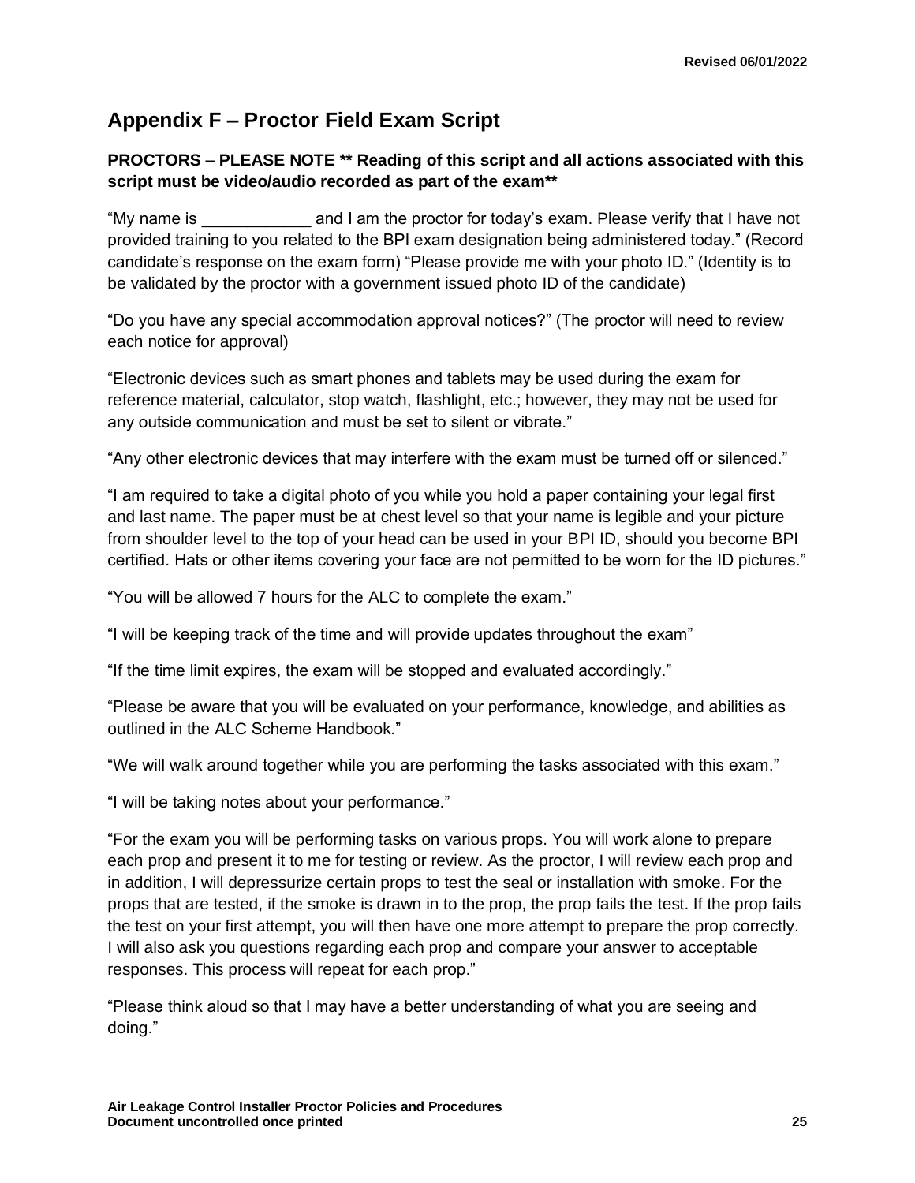## Appendix F – Proctor Field Exam Script

**PROCTORS – PLEASE NOTE ** Reading of this script and all actions associated with this script must be video/audio recorded as part of the exam****

"My name is ____________ and I am the proctor for today's exam. Please verify that I have not provided training to you related to the BPI exam designation being administered today." (Record candidate's response on the exam form) "Please provide me with your photo ID." (Identity is to be validated by the proctor with a government issued photo ID of the candidate)

"Do you have any special accommodation approval notices?" (The proctor will need to review each notice for approval)

"Electronic devices such as smart phones and tablets may be used during the exam for reference material, calculator, stop watch, flashlight, etc.; however, they may not be used for any outside communication and must be set to silent or vibrate."

"Any other electronic devices that may interfere with the exam must be turned off or silenced."

"I am required to take a digital photo of you while you hold a paper containing your legal first and last name. The paper must be at chest level so that your name is legible and your picture from shoulder level to the top of your head can be used in your BPI ID, should you become BPI certified. Hats or other items covering your face are not permitted to be worn for the ID pictures."

"You will be allowed 7 hours for the ALC to complete the exam."

"I will be keeping track of the time and will provide updates throughout the exam"

"If the time limit expires, the exam will be stopped and evaluated accordingly."

"Please be aware that you will be evaluated on your performance, knowledge, and abilities as outlined in the ALC Scheme Handbook."

"We will walk around together while you are performing the tasks associated with this exam."

"I will be taking notes about your performance."

"For the exam you will be performing tasks on various props. You will work alone to prepare each prop and present it to me for testing or review. As the proctor, I will review each prop and in addition, I will depressurize certain props to test the seal or installation with smoke. For the props that are tested, if the smoke is drawn in to the prop, the prop fails the test. If the prop fails the test on your first attempt, you will then have one more attempt to prepare the prop correctly. I will also ask you questions regarding each prop and compare your answer to acceptable responses. This process will repeat for each prop."

"Please think aloud so that I may have a better understanding of what you are seeing and doing."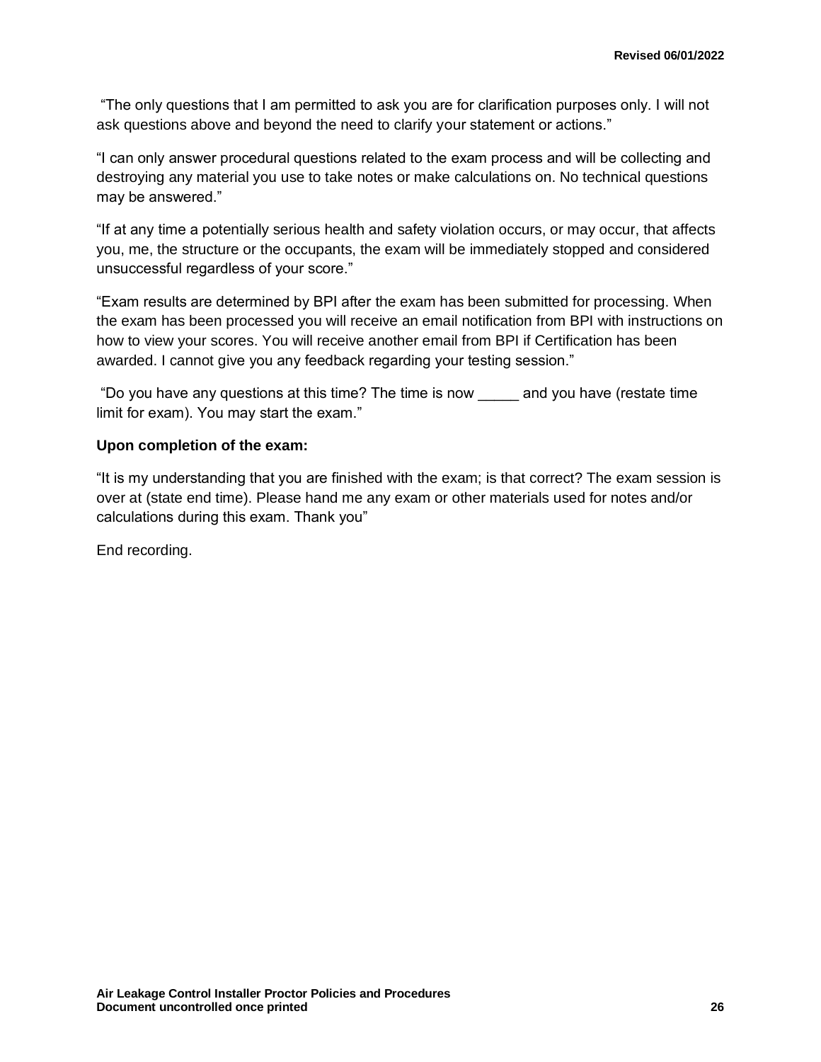"The only questions that I am permitted to ask you are for clarification purposes only. I will not ask questions above and beyond the need to clarify your statement or actions."

"I can only answer procedural questions related to the exam process and will be collecting and destroying any material you use to take notes or make calculations on. No technical questions may be answered."

"If at any time a potentially serious health and safety violation occurs, or may occur, that affects you, me, the structure or the occupants, the exam will be immediately stopped and considered unsuccessful regardless of your score."

"Exam results are determined by BPI after the exam has been submitted for processing. When the exam has been processed you will receive an email notification from BPI with instructions on how to view your scores. You will receive another email from BPI if Certification has been awarded. I cannot give you any feedback regarding your testing session."

"Do you have any questions at this time? The time is now _____ and you have (restate time limit for exam). You may start the exam."

**Upon completion of the exam:**

"It is my understanding that you are finished with the exam; is that correct? The exam session is over at (state end time). Please hand me any exam or other materials used for notes and/or calculations during this exam. Thank you"

End recording.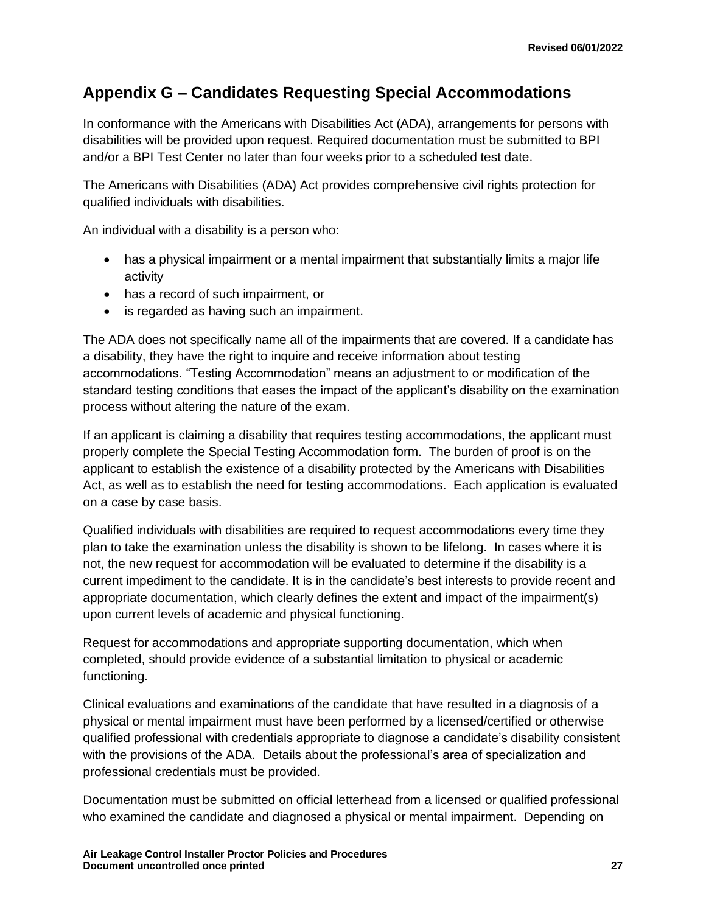## Appendix G – Candidates Requesting Special Accommodations

In conformance with the Americans with Disabilities Act (ADA), arrangements for persons with disabilities will be provided upon request. Required documentation must be submitted to BPI and/or a BPI Test Center no later than four weeks prior to a scheduled test date.

The Americans with Disabilities (ADA) Act provides comprehensive civil rights protection for qualified individuals with disabilities.

An individual with a disability is a person who:

- has a physical impairment or a mental impairment that substantially limits a major life activity
- has a record of such impairment, or
- is regarded as having such an impairment.

The ADA does not specifically name all of the impairments that are covered. If a candidate has a disability, they have the right to inquire and receive information about testing accommodations. "Testing Accommodation" means an adjustment to or modification of the standard testing conditions that eases the impact of the applicant's disability on the examination process without altering the nature of the exam.

If an applicant is claiming a disability that requires testing accommodations, the applicant must properly complete the Special Testing Accommodation form. The burden of proof is on the applicant to establish the existence of a disability protected by the Americans with Disabilities Act, as well as to establish the need for testing accommodations. Each application is evaluated on a case by case basis.

Qualified individuals with disabilities are required to request accommodations every time they plan to take the examination unless the disability is shown to be lifelong. In cases where it is not, the new request for accommodation will be evaluated to determine if the disability is a current impediment to the candidate. It is in the candidate's best interests to provide recent and appropriate documentation, which clearly defines the extent and impact of the impairment(s) upon current levels of academic and physical functioning.

Request for accommodations and appropriate supporting documentation, which when completed, should provide evidence of a substantial limitation to physical or academic functioning.

Clinical evaluations and examinations of the candidate that have resulted in a diagnosis of a physical or mental impairment must have been performed by a licensed/certified or otherwise qualified professional with credentials appropriate to diagnose a candidate's disability consistent with the provisions of the ADA. Details about the professional's area of specialization and professional credentials must be provided.

Documentation must be submitted on official letterhead from a licensed or qualified professional who examined the candidate and diagnosed a physical or mental impairment. Depending on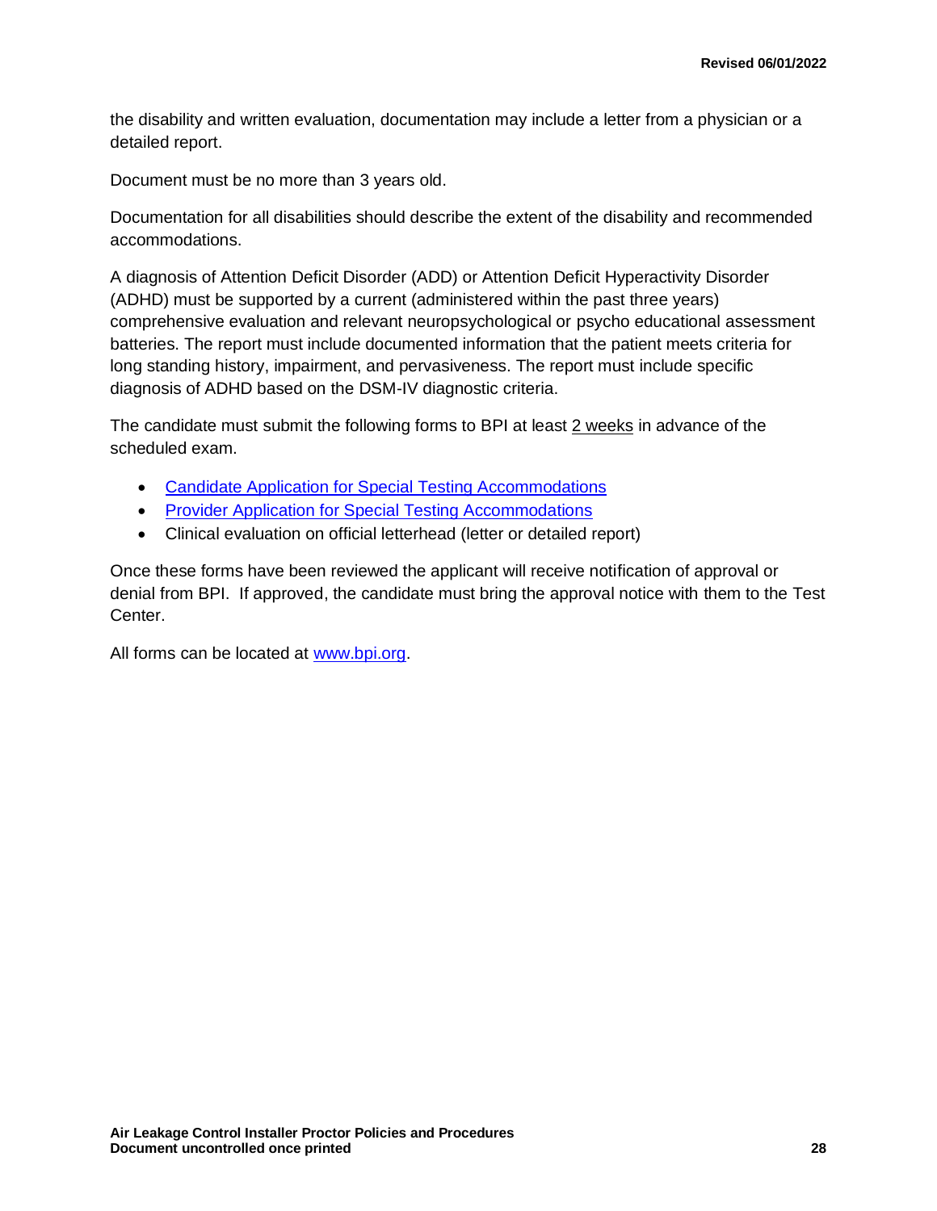the disability and written evaluation, documentation may include a letter from a physician or a detailed report.

Document must be no more than 3 years old.

Documentation for all disabilities should describe the extent of the disability and recommended accommodations.

A diagnosis of Attention Deficit Disorder (ADD) or Attention Deficit Hyperactivity Disorder (ADHD) must be supported by a current (administered within the past three years) comprehensive evaluation and relevant neuropsychological or psycho educational assessment batteries. The report must include documented information that the patient meets criteria for long standing history, impairment, and pervasiveness. The report must include specific diagnosis of ADHD based on the DSM-IV diagnostic criteria.

The candidate must submit the following forms to BPI at least 2 weeks in advance of the scheduled exam.

- Candidate Application for Special Testing Accommodations
- Provider Application for Special Testing Accommodations
- Clinical evaluation on official letterhead (letter or detailed report)

Once these forms have been reviewed the applicant will receive notification of approval or denial from BPI. If approved, the candidate must bring the approval notice with them to the Test Center.

All forms can be located at www.bpi.org.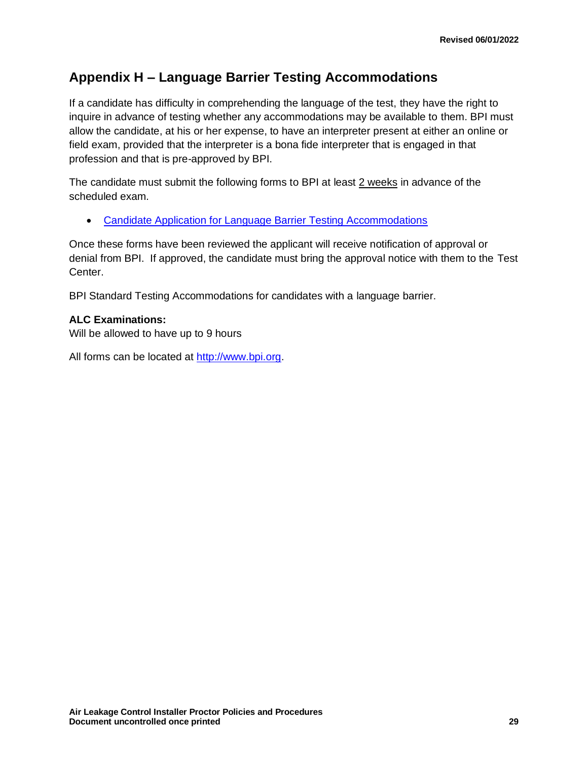## Appendix H – Language Barrier Testing Accommodations

If a candidate has difficulty in comprehending the language of the test, they have the right to inquire in advance of testing whether any accommodations may be available to them. BPI must allow the candidate, at his or her expense, to have an interpreter present at either an online or field exam, provided that the interpreter is a bona fide interpreter that is engaged in that profession and that is pre-approved by BPI.

The candidate must submit the following forms to BPI at least 2 weeks in advance of the scheduled exam.

- Candidate Application for Language Barrier Testing Accommodations

Once these forms have been reviewed the applicant will receive notification of approval or denial from BPI. If approved, the candidate must bring the approval notice with them to the Test Center.

BPI Standard Testing Accommodations for candidates with a language barrier.

**ALC Examinations:**
Will be allowed to have up to 9 hours

All forms can be located at http://www.bpi.org.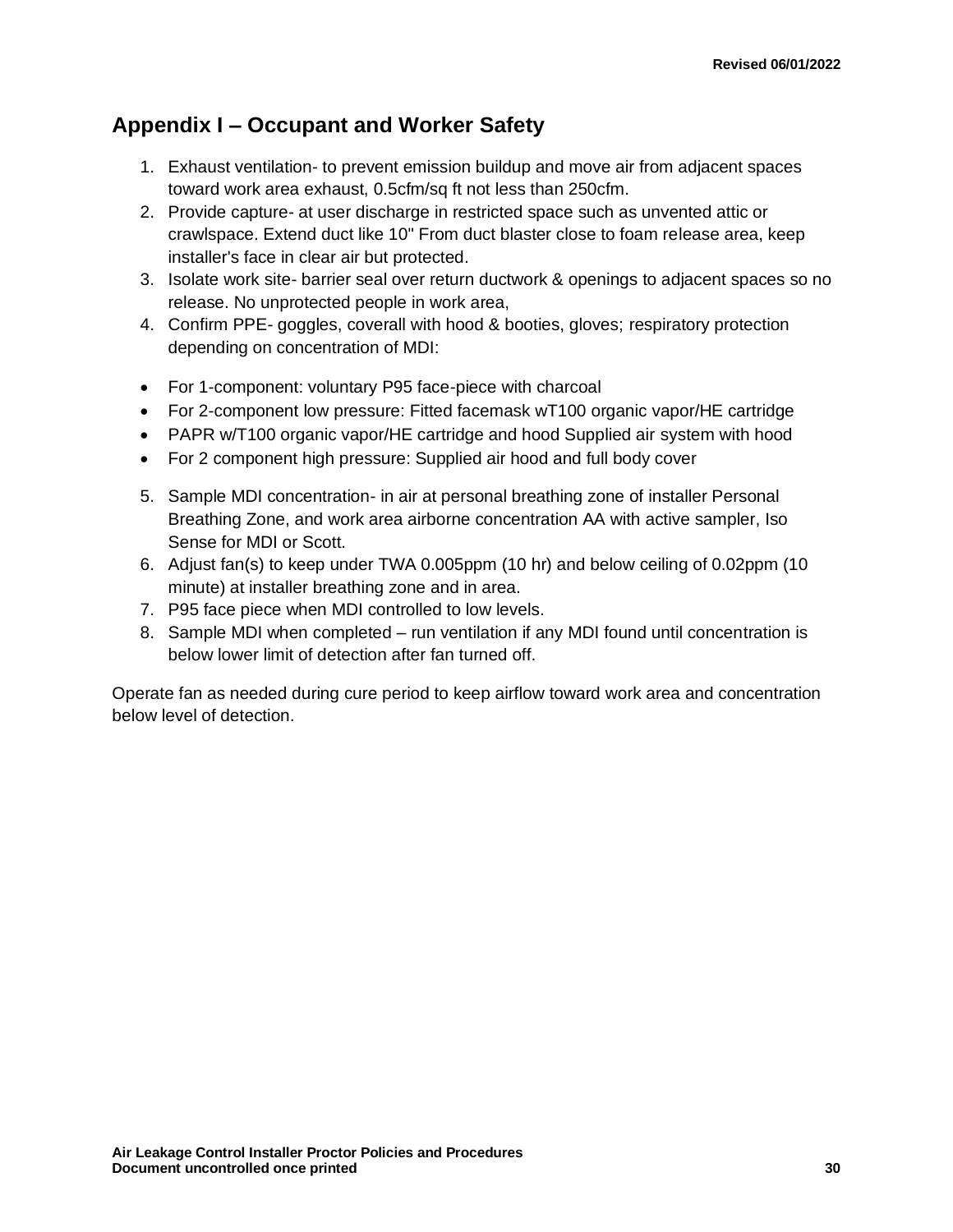## Appendix I – Occupant and Worker Safety

1. Exhaust ventilation- to prevent emission buildup and move air from adjacent spaces toward work area exhaust, 0.5cfm/sq ft not less than 250cfm.
2. Provide capture- at user discharge in restricted space such as unvented attic or crawlspace. Extend duct like 10" From duct blaster close to foam release area, keep installer's face in clear air but protected.
3. Isolate work site- barrier seal over return ductwork & openings to adjacent spaces so no release. No unprotected people in work area,
4. Confirm PPE- goggles, coverall with hood & booties, gloves; respiratory protection depending on concentration of MDI:

- For 1-component: voluntary P95 face-piece with charcoal
- For 2-component low pressure: Fitted facemask wT100 organic vapor/HE cartridge
- PAPR w/T100 organic vapor/HE cartridge and hood Supplied air system with hood
- For 2 component high pressure: Supplied air hood and full body cover

5. Sample MDI concentration- in air at personal breathing zone of installer Personal Breathing Zone, and work area airborne concentration AA with active sampler, Iso Sense for MDI or Scott.
6. Adjust fan(s) to keep under TWA 0.005ppm (10 hr) and below ceiling of 0.02ppm (10 minute) at installer breathing zone and in area.
7. P95 face piece when MDI controlled to low levels.
8. Sample MDI when completed – run ventilation if any MDI found until concentration is below lower limit of detection after fan turned off.

Operate fan as needed during cure period to keep airflow toward work area and concentration below level of detection.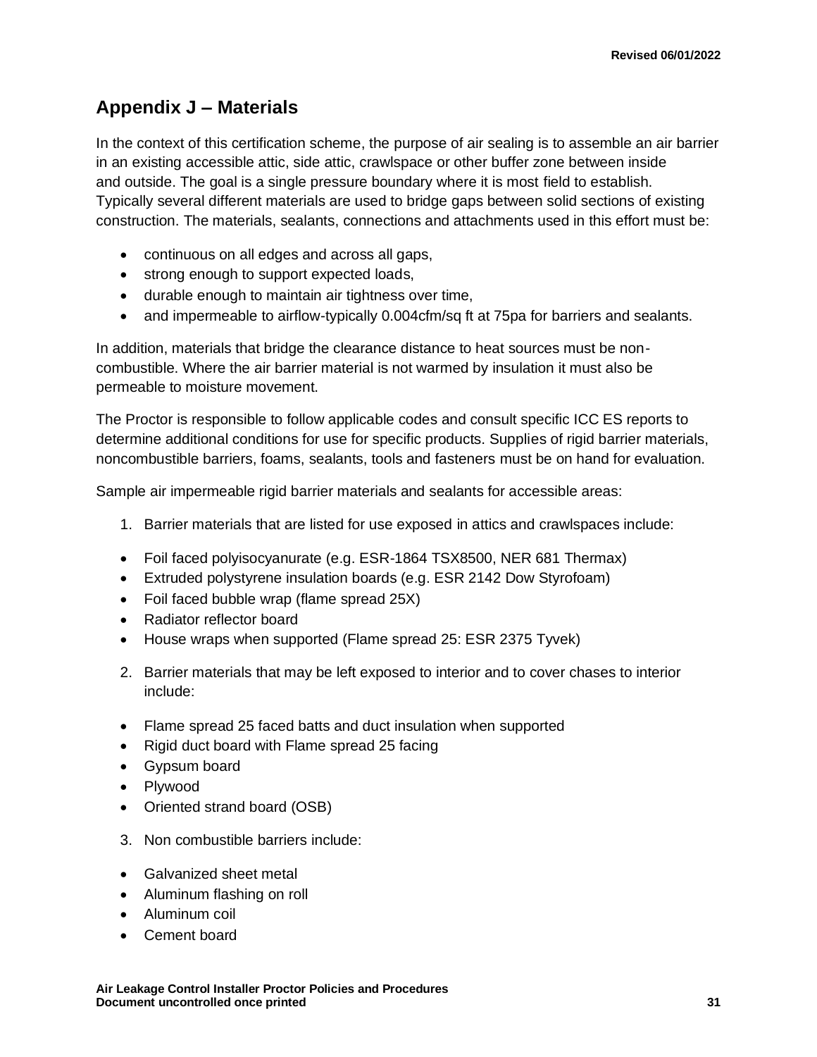## Appendix J – Materials

In the context of this certification scheme, the purpose of air sealing is to assemble an air barrier in an existing accessible attic, side attic, crawlspace or other buffer zone between inside and outside. The goal is a single pressure boundary where it is most field to establish. Typically several different materials are used to bridge gaps between solid sections of existing construction. The materials, sealants, connections and attachments used in this effort must be:

- continuous on all edges and across all gaps,
- strong enough to support expected loads,
- durable enough to maintain air tightness over time,
- and impermeable to airflow-typically 0.004cfm/sq ft at 75pa for barriers and sealants.

In addition, materials that bridge the clearance distance to heat sources must be non-combustible. Where the air barrier material is not warmed by insulation it must also be permeable to moisture movement.

The Proctor is responsible to follow applicable codes and consult specific ICC ES reports to determine additional conditions for use for specific products. Supplies of rigid barrier materials, noncombustible barriers, foams, sealants, tools and fasteners must be on hand for evaluation.

Sample air impermeable rigid barrier materials and sealants for accessible areas:

1. Barrier materials that are listed for use exposed in attics and crawlspaces include:

- Foil faced polyisocyanurate (e.g. ESR-1864 TSX8500, NER 681 Thermax)
- Extruded polystyrene insulation boards (e.g. ESR 2142 Dow Styrofoam)
- Foil faced bubble wrap (flame spread 25X)
- Radiator reflector board
- House wraps when supported (Flame spread 25: ESR 2375 Tyvek)

2. Barrier materials that may be left exposed to interior and to cover chases to interior include:

- Flame spread 25 faced batts and duct insulation when supported
- Rigid duct board with Flame spread 25 facing
- Gypsum board
- Plywood
- Oriented strand board (OSB)

3. Non combustible barriers include:

- Galvanized sheet metal
- Aluminum flashing on roll
- Aluminum coil
- Cement board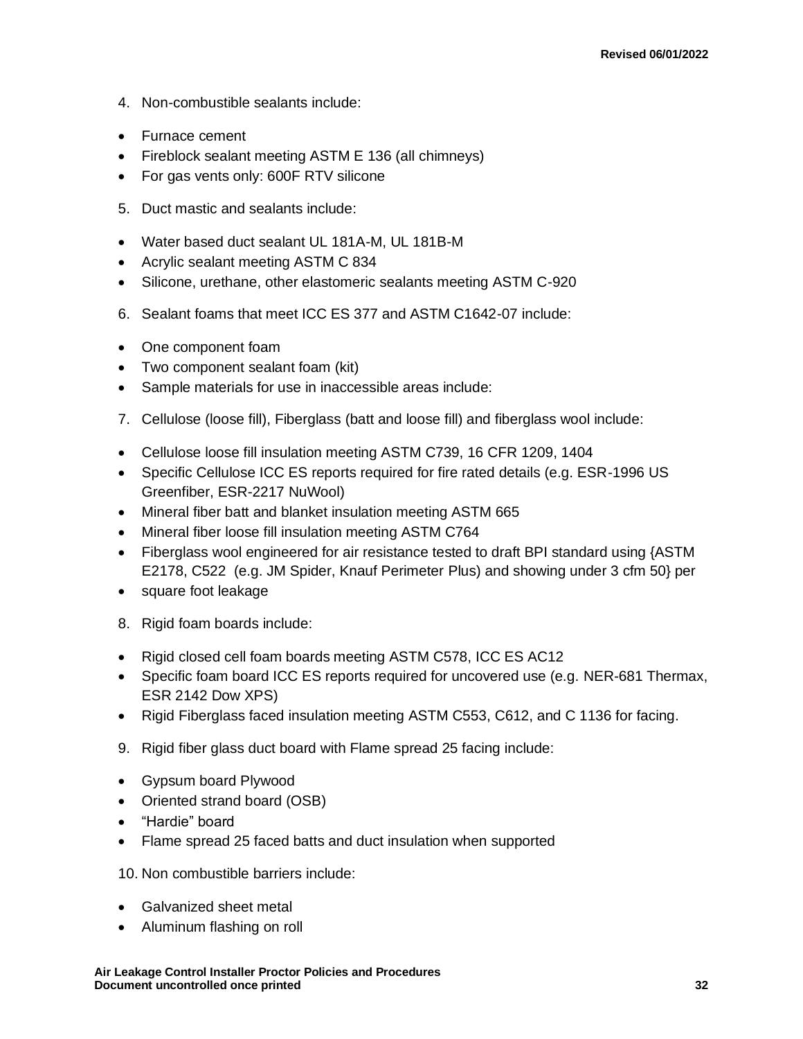4. Non-combustible sealants include:

- Furnace cement
- Fireblock sealant meeting ASTM E 136 (all chimneys)
- For gas vents only: 600F RTV silicone

5. Duct mastic and sealants include:

- Water based duct sealant UL 181A-M, UL 181B-M
- Acrylic sealant meeting ASTM C 834
- Silicone, urethane, other elastomeric sealants meeting ASTM C-920

6. Sealant foams that meet ICC ES 377 and ASTM C1642-07 include:

- One component foam
- Two component sealant foam (kit)
- Sample materials for use in inaccessible areas include:

7. Cellulose (loose fill), Fiberglass (batt and loose fill) and fiberglass wool include:

- Cellulose loose fill insulation meeting ASTM C739, 16 CFR 1209, 1404
- Specific Cellulose ICC ES reports required for fire rated details (e.g. ESR-1996 US Greenfiber, ESR-2217 NuWool)
- Mineral fiber batt and blanket insulation meeting ASTM 665
- Mineral fiber loose fill insulation meeting ASTM C764
- Fiberglass wool engineered for air resistance tested to draft BPI standard using {ASTM E2178, C522 (e.g. JM Spider, Knauf Perimeter Plus) and showing under 3 cfm 50} per
- square foot leakage

8. Rigid foam boards include:

- Rigid closed cell foam boards meeting ASTM C578, ICC ES AC12
- Specific foam board ICC ES reports required for uncovered use (e.g. NER-681 Thermax, ESR 2142 Dow XPS)
- Rigid Fiberglass faced insulation meeting ASTM C553, C612, and C 1136 for facing.

9. Rigid fiber glass duct board with Flame spread 25 facing include:

- Gypsum board Plywood
- Oriented strand board (OSB)
- “Hardie” board
- Flame spread 25 faced batts and duct insulation when supported

10. Non combustible barriers include:

- Galvanized sheet metal
- Aluminum flashing on roll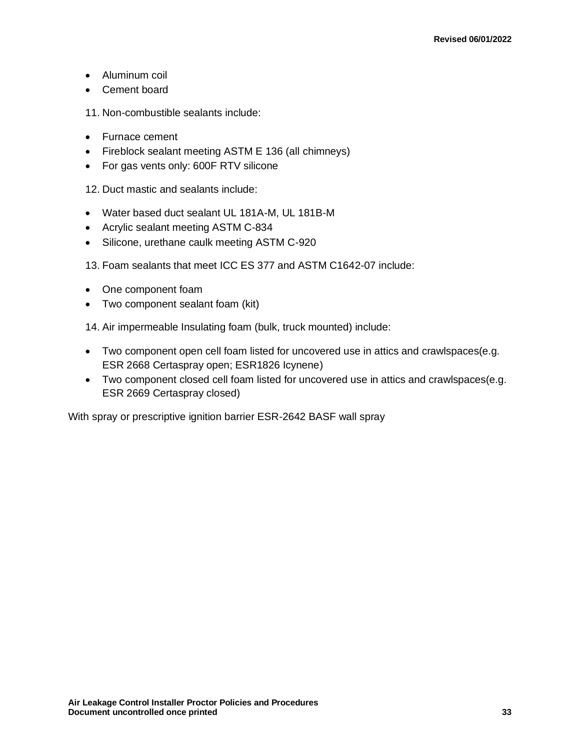- Aluminum coil
- Cement board

11. Non-combustible sealants include:

- Furnace cement
- Fireblock sealant meeting ASTM E 136 (all chimneys)
- For gas vents only: 600F RTV silicone

12. Duct mastic and sealants include:

- Water based duct sealant UL 181A-M, UL 181B-M
- Acrylic sealant meeting ASTM C-834
- Silicone, urethane caulk meeting ASTM C-920

13. Foam sealants that meet ICC ES 377 and ASTM C1642-07 include:

- One component foam
- Two component sealant foam (kit)

14. Air impermeable Insulating foam (bulk, truck mounted) include:

- Two component open cell foam listed for uncovered use in attics and crawlspaces(e.g. ESR 2668 Certaspray open; ESR1826 Icynene)
- Two component closed cell foam listed for uncovered use in attics and crawlspaces(e.g. ESR 2669 Certaspray closed)

With spray or prescriptive ignition barrier ESR-2642 BASF wall spray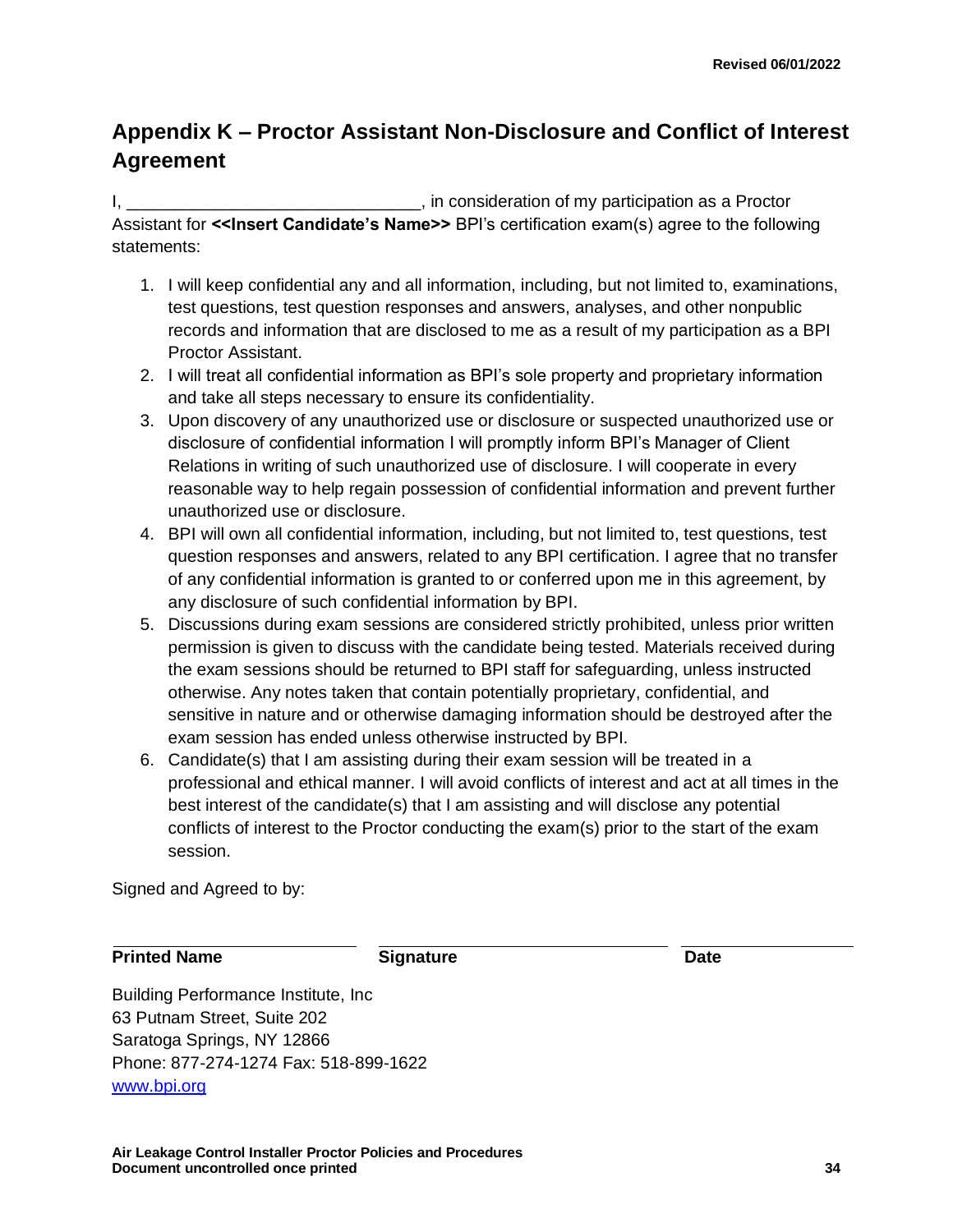# Appendix K – Proctor Assistant Non-Disclosure and Conflict of Interest Agreement

I, ______________________________, in consideration of my participation as a Proctor Assistant for **<<Insert Candidate's Name>>** BPI's certification exam(s) agree to the following statements:

1. I will keep confidential any and all information, including, but not limited to, examinations, test questions, test question responses and answers, analyses, and other nonpublic records and information that are disclosed to me as a result of my participation as a BPI Proctor Assistant.
2. I will treat all confidential information as BPI's sole property and proprietary information and take all steps necessary to ensure its confidentiality.
3. Upon discovery of any unauthorized use or disclosure or suspected unauthorized use or disclosure of confidential information I will promptly inform BPI's Manager of Client Relations in writing of such unauthorized use of disclosure. I will cooperate in every reasonable way to help regain possession of confidential information and prevent further unauthorized use or disclosure.
4. BPI will own all confidential information, including, but not limited to, test questions, test question responses and answers, related to any BPI certification. I agree that no transfer of any confidential information is granted to or conferred upon me in this agreement, by any disclosure of such confidential information by BPI.
5. Discussions during exam sessions are considered strictly prohibited, unless prior written permission is given to discuss with the candidate being tested. Materials received during the exam sessions should be returned to BPI staff for safeguarding, unless instructed otherwise. Any notes taken that contain potentially proprietary, confidential, and sensitive in nature and or otherwise damaging information should be destroyed after the exam session has ended unless otherwise instructed by BPI.
6. Candidate(s) that I am assisting during their exam session will be treated in a professional and ethical manner. I will avoid conflicts of interest and act at all times in the best interest of the candidate(s) that I am assisting and will disclose any potential conflicts of interest to the Proctor conducting the exam(s) prior to the start of the exam session.

Signed and Agreed to by:

| **Printed Name** | **Signature** | **Date** |
| --- | --- | --- |

Building Performance Institute, Inc
63 Putnam Street, Suite 202
Saratoga Springs, NY 12866
Phone: 877-274-1274 Fax: 518-899-1622
[www.bpi.org](www.bpi.org)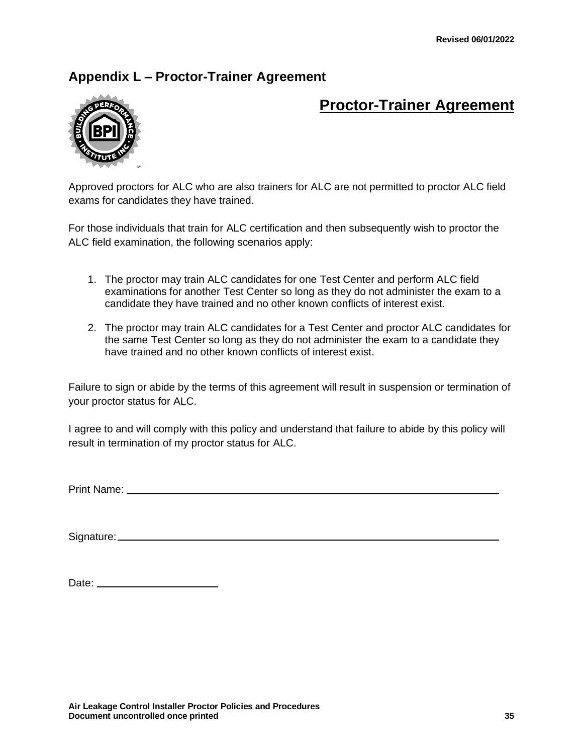## Appendix L – Proctor-Trainer Agreement

# Proctor-Trainer Agreement

Approved proctors for ALC who are also trainers for ALC are not permitted to proctor ALC field exams for candidates they have trained.

For those individuals that train for ALC certification and then subsequently wish to proctor the ALC field examination, the following scenarios apply:

1. The proctor may train ALC candidates for one Test Center and perform ALC field examinations for another Test Center so long as they do not administer the exam to a candidate they have trained and no other known conflicts of interest exist.
2. The proctor may train ALC candidates for a Test Center and proctor ALC candidates for the same Test Center so long as they do not administer the exam to a candidate they have trained and no other known conflicts of interest exist.

Failure to sign or abide by the terms of this agreement will result in suspension or termination of your proctor status for ALC.

I agree to and will comply with this policy and understand that failure to abide by this policy will result in termination of my proctor status for ALC.

Print Name: ______________________________________________________________

Signature: ______________________________________________________________

Date: ______________________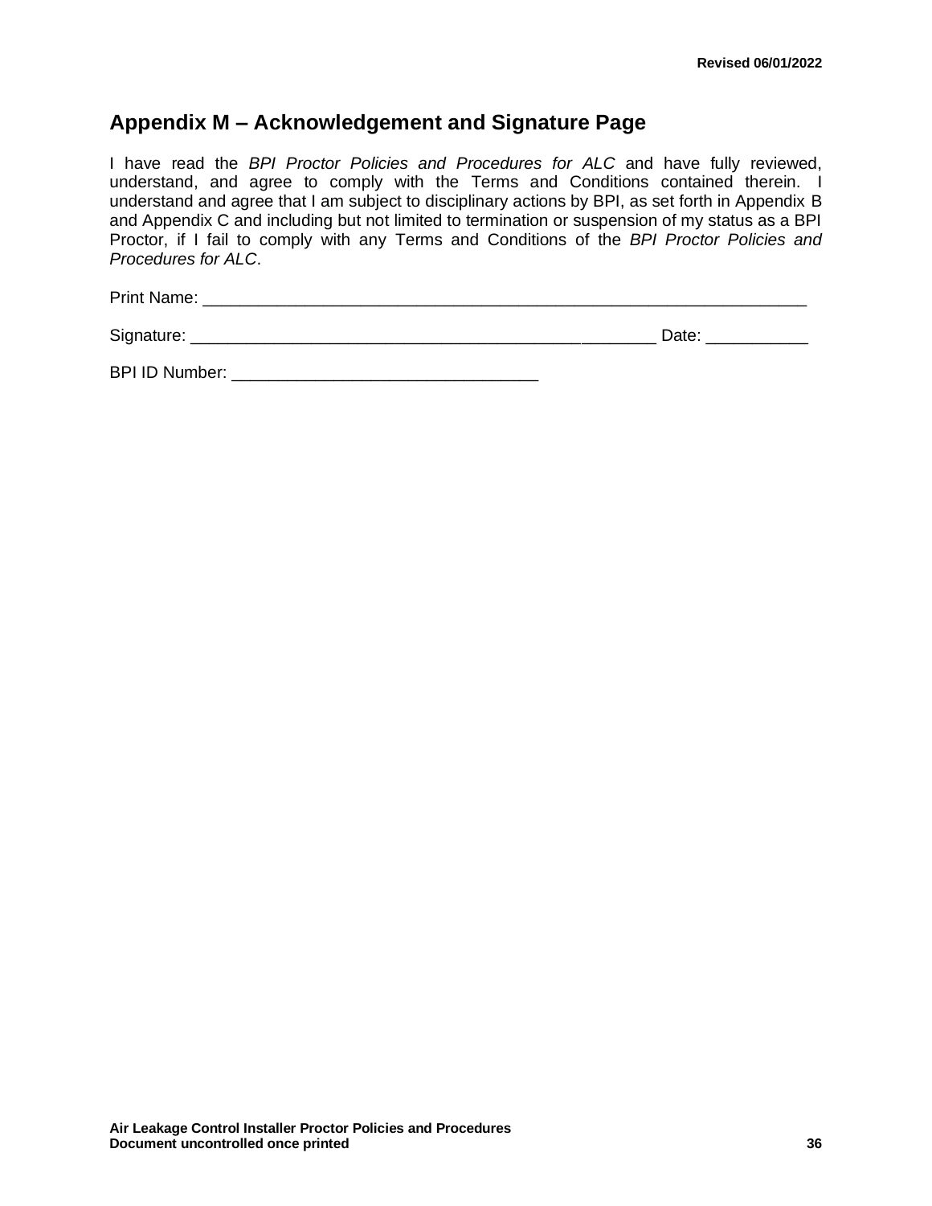## Appendix M – Acknowledgement and Signature Page

I have read the *BPI Proctor Policies and Procedures for ALC* and have fully reviewed, understand, and agree to comply with the Terms and Conditions contained therein. I understand and agree that I am subject to disciplinary actions by BPI, as set forth in Appendix B and Appendix C and including but not limited to termination or suspension of my status as a BPI Proctor, if I fail to comply with any Terms and Conditions of the *BPI Proctor Policies and Procedures for ALC*.

Print Name: ____________________________________________________________________

Signature: _____________________________________________________ Date: ___________

BPI ID Number: __________________________________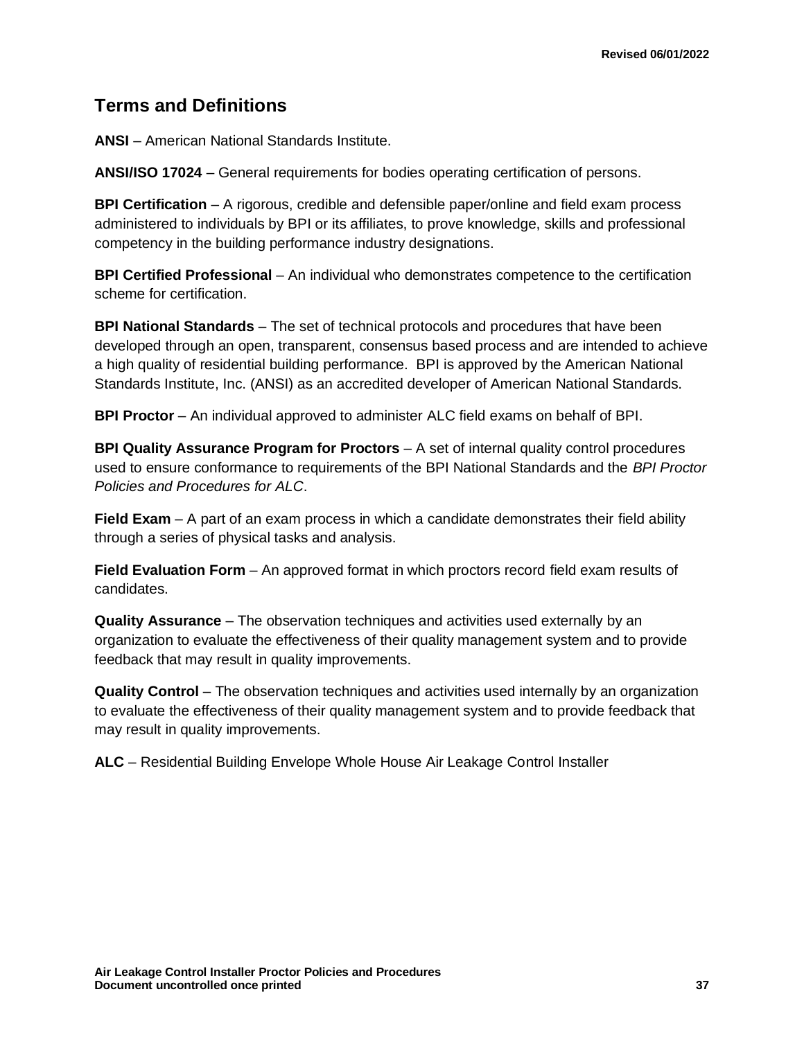## Terms and Definitions

**ANSI** – American National Standards Institute.

**ANSI/ISO 17024** – General requirements for bodies operating certification of persons.

**BPI Certification** – A rigorous, credible and defensible paper/online and field exam process administered to individuals by BPI or its affiliates, to prove knowledge, skills and professional competency in the building performance industry designations.

**BPI Certified Professional** – An individual who demonstrates competence to the certification scheme for certification.

**BPI National Standards** – The set of technical protocols and procedures that have been developed through an open, transparent, consensus based process and are intended to achieve a high quality of residential building performance. BPI is approved by the American National Standards Institute, Inc. (ANSI) as an accredited developer of American National Standards.

**BPI Proctor** – An individual approved to administer ALC field exams on behalf of BPI.

**BPI Quality Assurance Program for Proctors** – A set of internal quality control procedures used to ensure conformance to requirements of the BPI National Standards and the *BPI Proctor Policies and Procedures for ALC*.

**Field Exam** – A part of an exam process in which a candidate demonstrates their field ability through a series of physical tasks and analysis.

**Field Evaluation Form** – An approved format in which proctors record field exam results of candidates.

**Quality Assurance** – The observation techniques and activities used externally by an organization to evaluate the effectiveness of their quality management system and to provide feedback that may result in quality improvements.

**Quality Control** – The observation techniques and activities used internally by an organization to evaluate the effectiveness of their quality management system and to provide feedback that may result in quality improvements.

**ALC** – Residential Building Envelope Whole House Air Leakage Control Installer